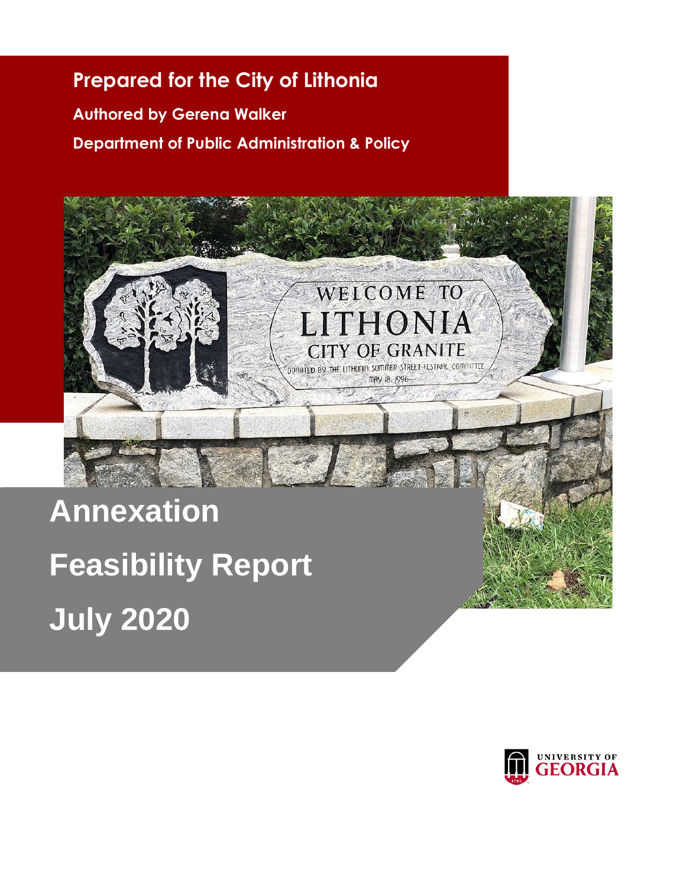**Prepared for the City of Lithonia**

**Authored by Gerena Walker**

**Department of Public Administration & Policy**

# Annexation Feasibility Report

# July 2020

UNIVERSITY OF GEORGIA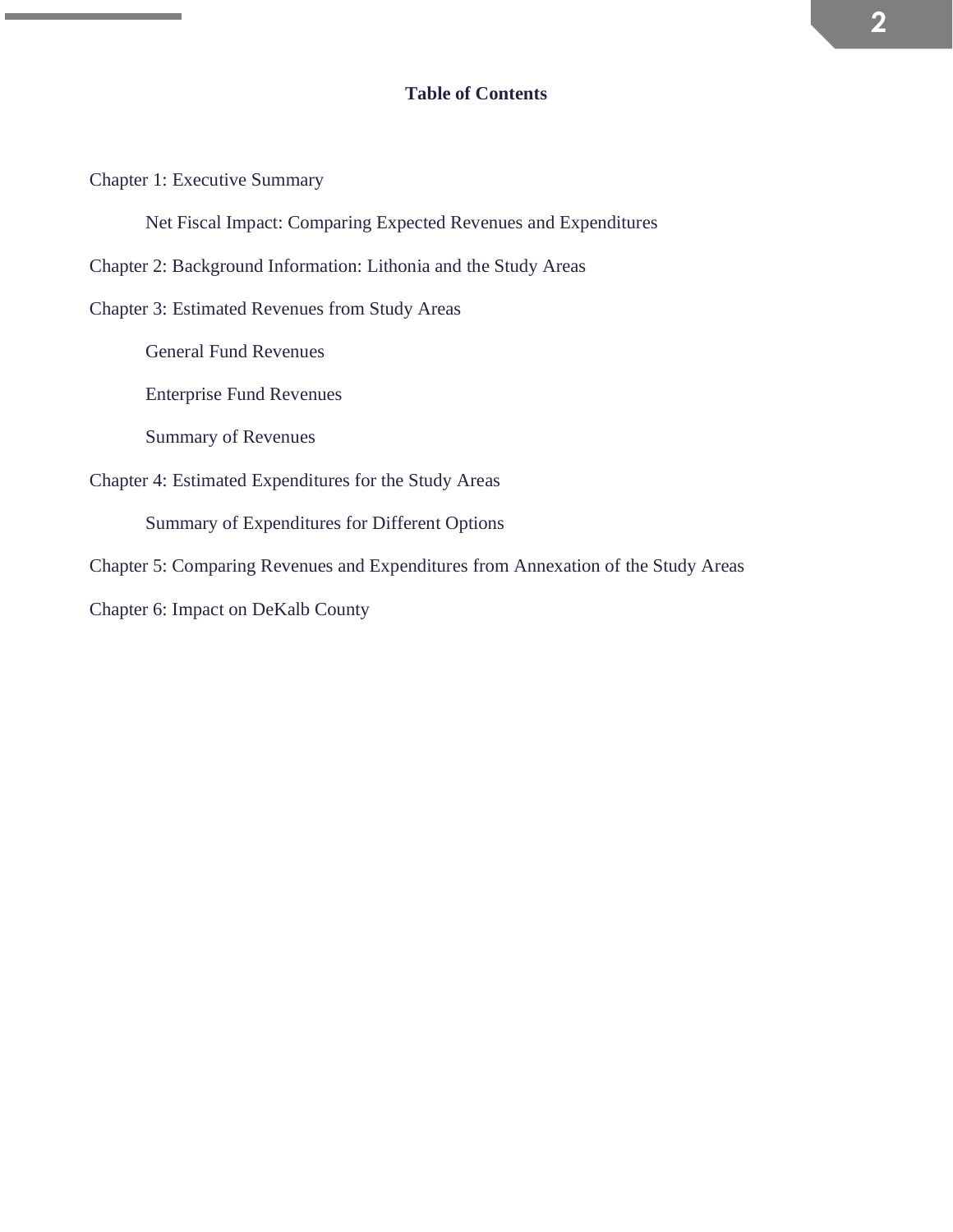**Table of Contents**

Chapter 1: Executive Summary

- Net Fiscal Impact: Comparing Expected Revenues and Expenditures

Chapter 2: Background Information: Lithonia and the Study Areas

Chapter 3: Estimated Revenues from Study Areas

- General Fund Revenues
- Enterprise Fund Revenues
- Summary of Revenues

Chapter 4: Estimated Expenditures for the Study Areas

- Summary of Expenditures for Different Options

Chapter 5: Comparing Revenues and Expenditures from Annexation of the Study Areas

Chapter 6: Impact on DeKalb County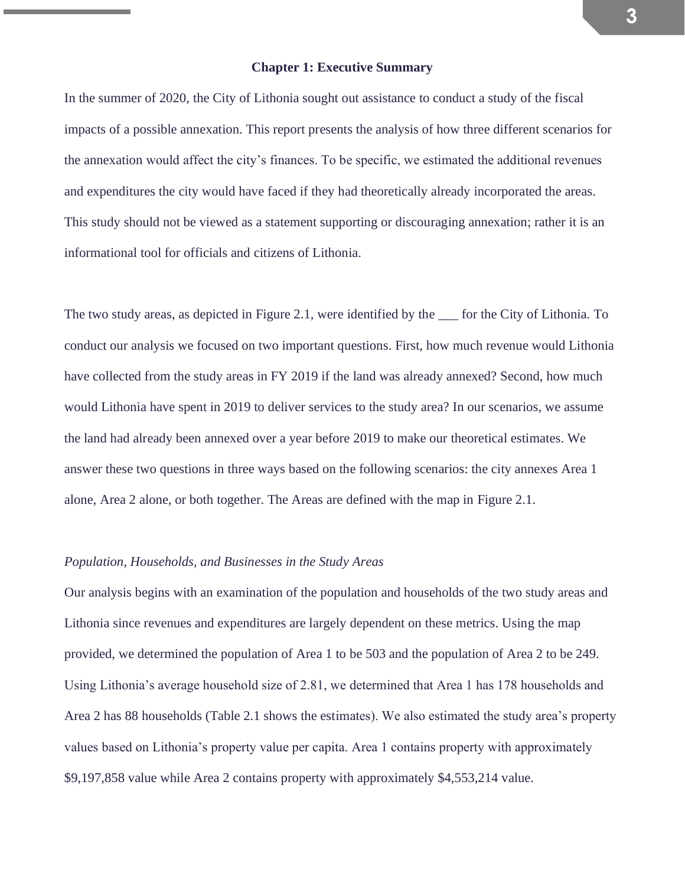# Chapter 1: Executive Summary

In the summer of 2020, the City of Lithonia sought out assistance to conduct a study of the fiscal impacts of a possible annexation. This report presents the analysis of how three different scenarios for the annexation would affect the city's finances. To be specific, we estimated the additional revenues and expenditures the city would have faced if they had theoretically already incorporated the areas. This study should not be viewed as a statement supporting or discouraging annexation; rather it is an informational tool for officials and citizens of Lithonia.

The two study areas, as depicted in Figure 2.1, were identified by the ___ for the City of Lithonia. To conduct our analysis we focused on two important questions. First, how much revenue would Lithonia have collected from the study areas in FY 2019 if the land was already annexed? Second, how much would Lithonia have spent in 2019 to deliver services to the study area? In our scenarios, we assume the land had already been annexed over a year before 2019 to make our theoretical estimates. We answer these two questions in three ways based on the following scenarios: the city annexes Area 1 alone, Area 2 alone, or both together. The Areas are defined with the map in Figure 2.1.

*Population, Households, and Businesses in the Study Areas*

Our analysis begins with an examination of the population and households of the two study areas and Lithonia since revenues and expenditures are largely dependent on these metrics. Using the map provided, we determined the population of Area 1 to be 503 and the population of Area 2 to be 249. Using Lithonia's average household size of 2.81, we determined that Area 1 has 178 households and Area 2 has 88 households (Table 2.1 shows the estimates). We also estimated the study area's property values based on Lithonia's property value per capita. Area 1 contains property with approximately $9,197,858 value while Area 2 contains property with approximately $4,553,214 value.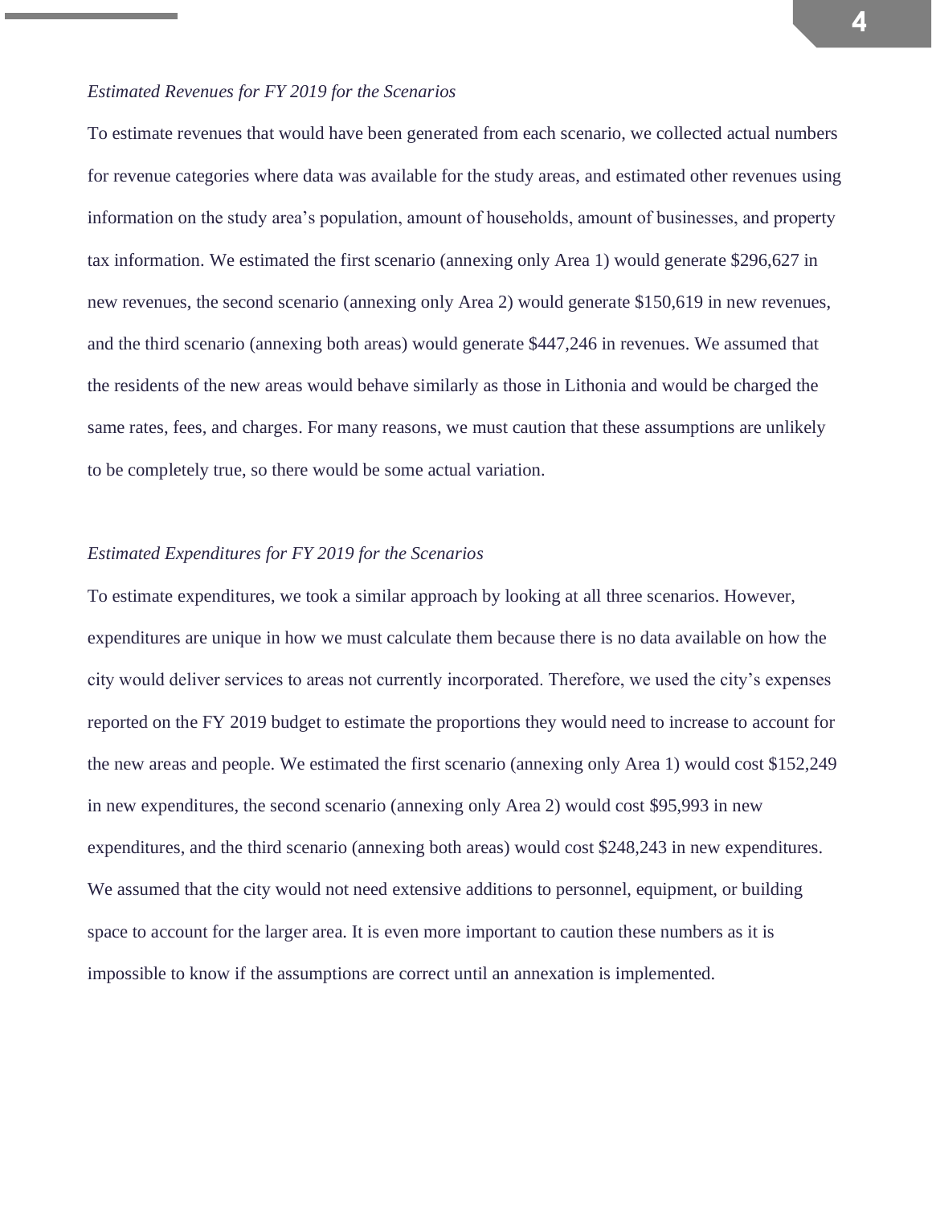*Estimated Revenues for FY 2019 for the Scenarios*

To estimate revenues that would have been generated from each scenario, we collected actual numbers for revenue categories where data was available for the study areas, and estimated other revenues using information on the study area's population, amount of households, amount of businesses, and property tax information. We estimated the first scenario (annexing only Area 1) would generate $296,627 in new revenues, the second scenario (annexing only Area 2) would generate $150,619 in new revenues, and the third scenario (annexing both areas) would generate $447,246 in revenues. We assumed that the residents of the new areas would behave similarly as those in Lithonia and would be charged the same rates, fees, and charges. For many reasons, we must caution that these assumptions are unlikely to be completely true, so there would be some actual variation.

*Estimated Expenditures for FY 2019 for the Scenarios*

To estimate expenditures, we took a similar approach by looking at all three scenarios. However, expenditures are unique in how we must calculate them because there is no data available on how the city would deliver services to areas not currently incorporated. Therefore, we used the city's expenses reported on the FY 2019 budget to estimate the proportions they would need to increase to account for the new areas and people. We estimated the first scenario (annexing only Area 1) would cost $152,249 in new expenditures, the second scenario (annexing only Area 2) would cost $95,993 in new expenditures, and the third scenario (annexing both areas) would cost $248,243 in new expenditures. We assumed that the city would not need extensive additions to personnel, equipment, or building space to account for the larger area. It is even more important to caution these numbers as it is impossible to know if the assumptions are correct until an annexation is implemented.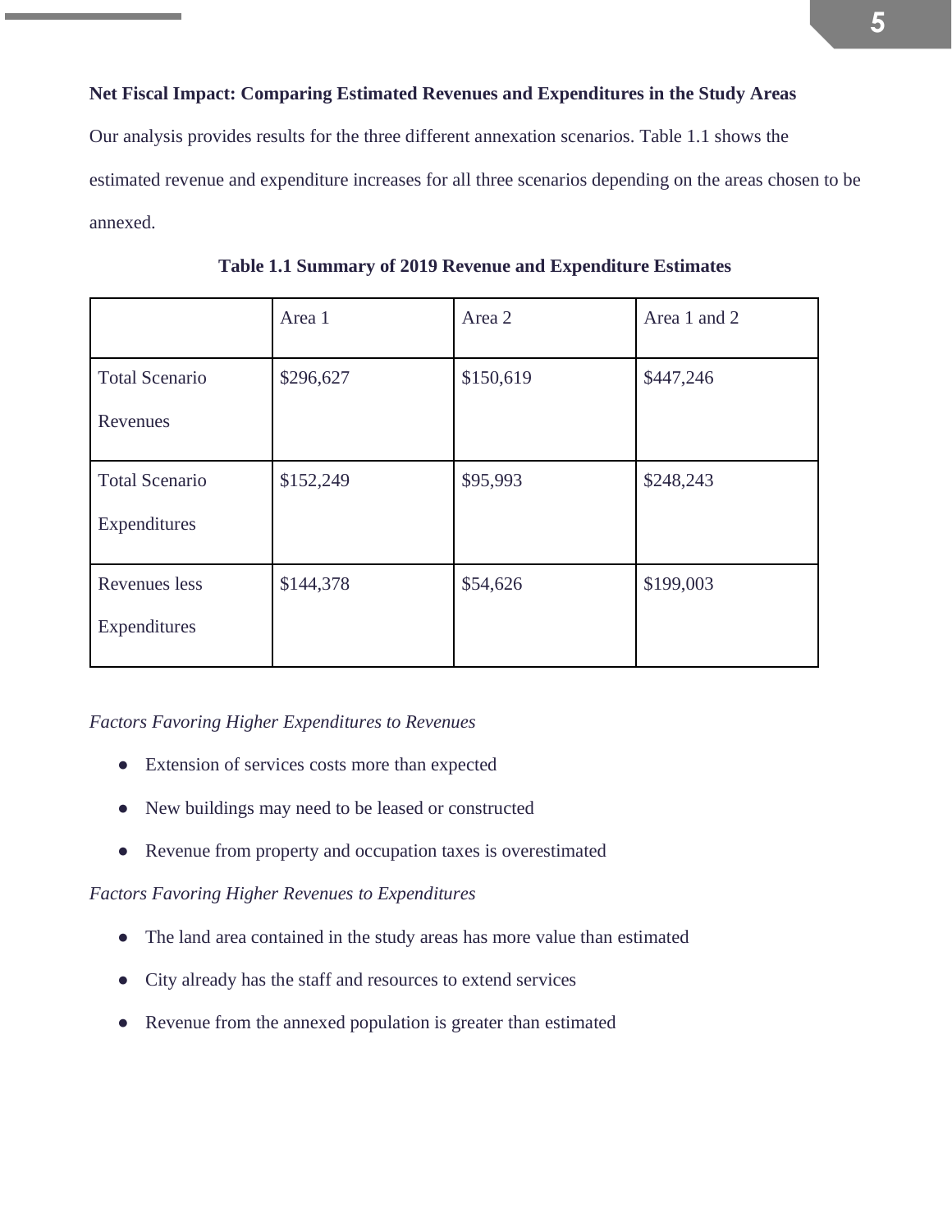**Net Fiscal Impact: Comparing Estimated Revenues and Expenditures in the Study Areas**

Our analysis provides results for the three different annexation scenarios. Table 1.1 shows the estimated revenue and expenditure increases for all three scenarios depending on the areas chosen to be annexed.

**Table 1.1 Summary of 2019 Revenue and Expenditure Estimates**

| | Area 1 | Area 2 | Area 1 and 2 |
|---|---|---|---|
| Total Scenario Revenues | $296,627 | $150,619 | $447,246 |
| Total Scenario Expenditures | $152,249 | $95,993 | $248,243 |
| Revenues less Expenditures | $144,378 | $54,626 | $199,003 |

*Factors Favoring Higher Expenditures to Revenues*

- Extension of services costs more than expected
- New buildings may need to be leased or constructed
- Revenue from property and occupation taxes is overestimated

*Factors Favoring Higher Revenues to Expenditures*

- The land area contained in the study areas has more value than estimated
- City already has the staff and resources to extend services
- Revenue from the annexed population is greater than estimated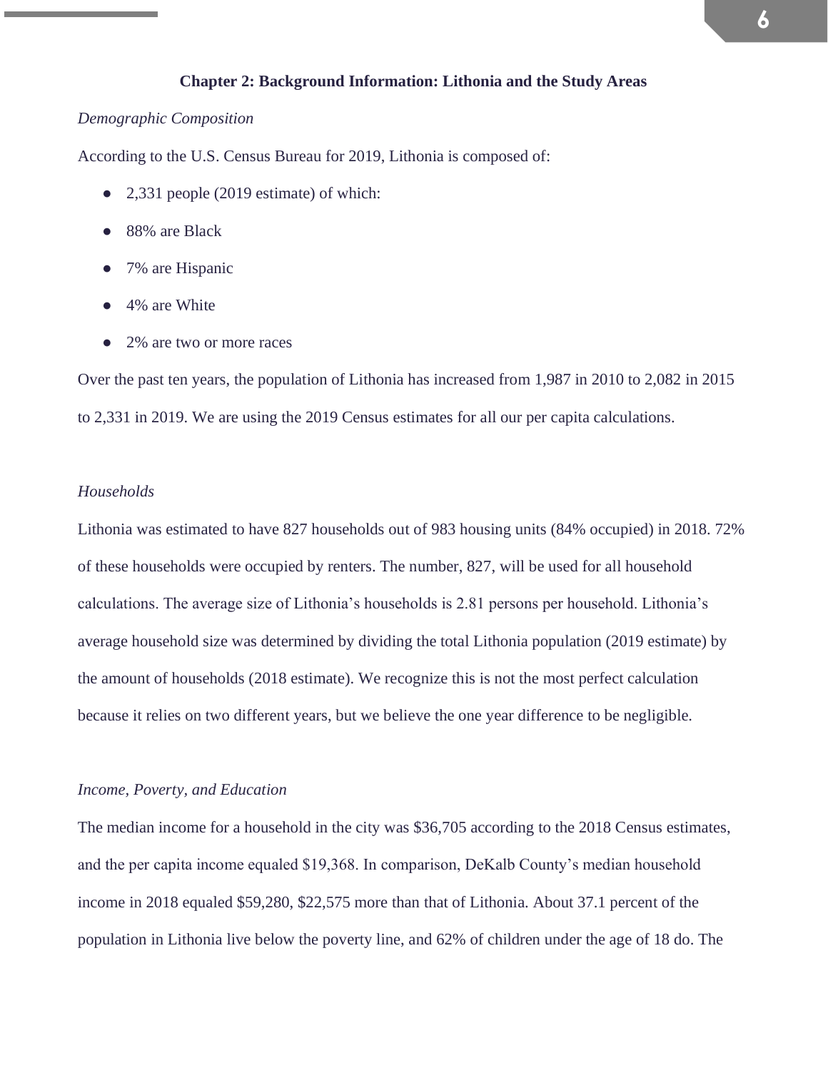## Chapter 2: Background Information: Lithonia and the Study Areas

*Demographic Composition*

According to the U.S. Census Bureau for 2019, Lithonia is composed of:

- 2,331 people (2019 estimate) of which:
- 88% are Black
- 7% are Hispanic
- 4% are White
- 2% are two or more races

Over the past ten years, the population of Lithonia has increased from 1,987 in 2010 to 2,082 in 2015 to 2,331 in 2019. We are using the 2019 Census estimates for all our per capita calculations.

*Households*

Lithonia was estimated to have 827 households out of 983 housing units (84% occupied) in 2018. 72% of these households were occupied by renters. The number, 827, will be used for all household calculations. The average size of Lithonia's households is 2.81 persons per household. Lithonia's average household size was determined by dividing the total Lithonia population (2019 estimate) by the amount of households (2018 estimate). We recognize this is not the most perfect calculation because it relies on two different years, but we believe the one year difference to be negligible.

*Income, Poverty, and Education*

The median income for a household in the city was $36,705 according to the 2018 Census estimates, and the per capita income equaled $19,368. In comparison, DeKalb County's median household income in 2018 equaled $59,280, $22,575 more than that of Lithonia. About 37.1 percent of the population in Lithonia live below the poverty line, and 62% of children under the age of 18 do. The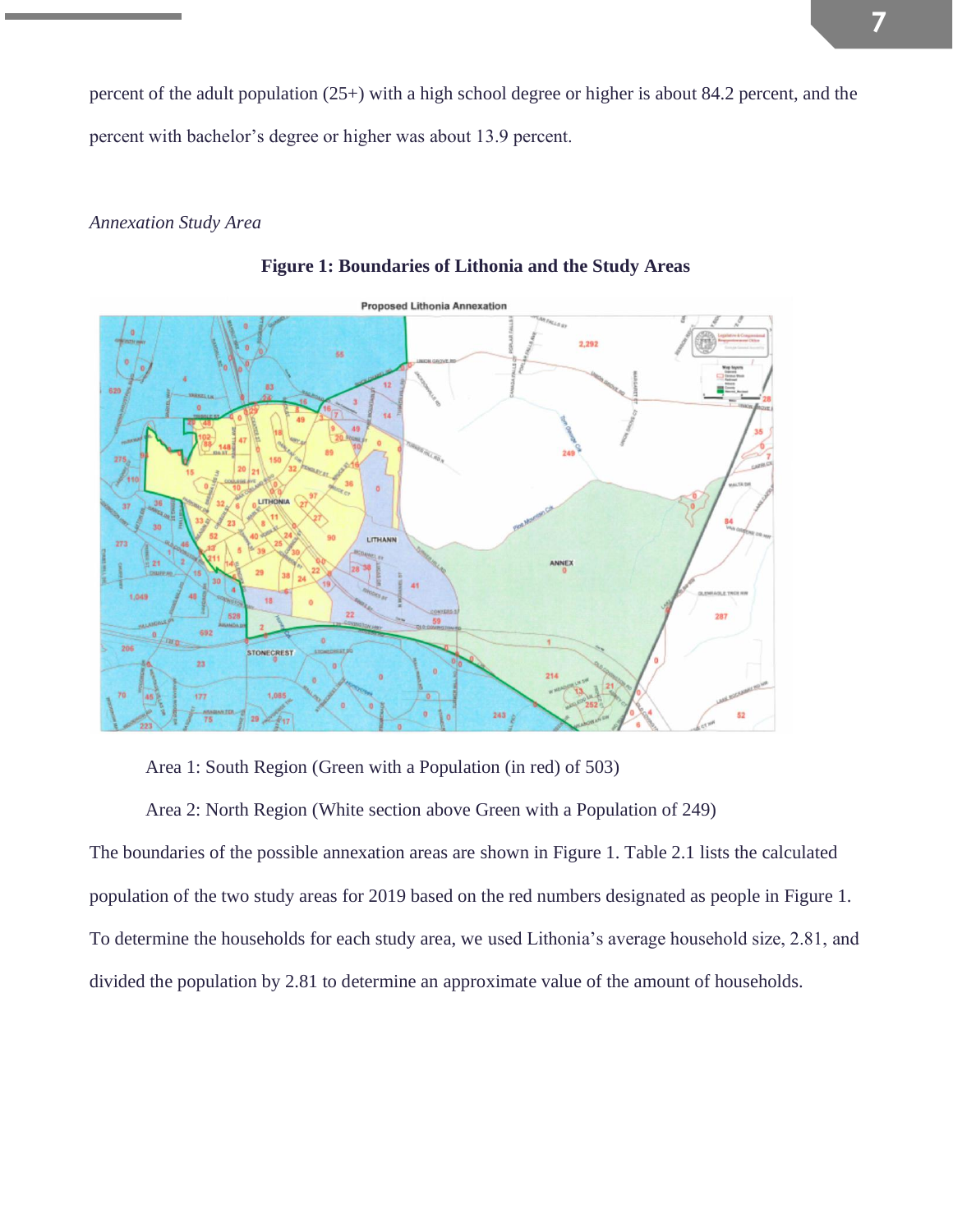percent of the adult population (25+) with a high school degree or higher is about 84.2 percent, and the percent with bachelor's degree or higher was about 13.9 percent.

*Annexation Study Area*

**Figure 1: Boundaries of Lithonia and the Study Areas**

Area 1: South Region (Green with a Population (in red) of 503)

Area 2: North Region (White section above Green with a Population of 249)

The boundaries of the possible annexation areas are shown in Figure 1. Table 2.1 lists the calculated population of the two study areas for 2019 based on the red numbers designated as people in Figure 1. To determine the households for each study area, we used Lithonia's average household size, 2.81, and divided the population by 2.81 to determine an approximate value of the amount of households.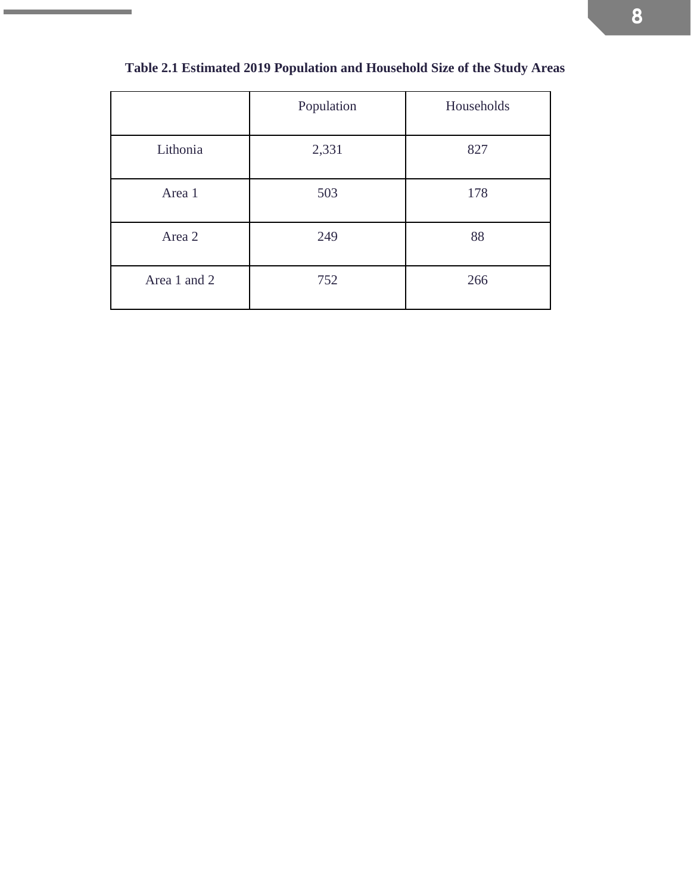**Table 2.1 Estimated 2019 Population and Household Size of the Study Areas**

| | Population | Households |
|---|---|---|
| Lithonia | 2,331 | 827 |
| Area 1 | 503 | 178 |
| Area 2 | 249 | 88 |
| Area 1 and 2 | 752 | 266 |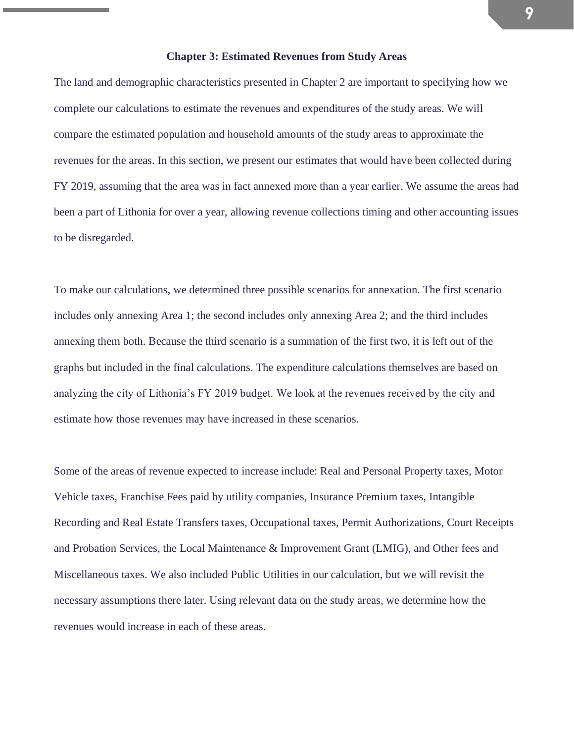## Chapter 3: Estimated Revenues from Study Areas

The land and demographic characteristics presented in Chapter 2 are important to specifying how we complete our calculations to estimate the revenues and expenditures of the study areas. We will compare the estimated population and household amounts of the study areas to approximate the revenues for the areas. In this section, we present our estimates that would have been collected during FY 2019, assuming that the area was in fact annexed more than a year earlier. We assume the areas had been a part of Lithonia for over a year, allowing revenue collections timing and other accounting issues to be disregarded.

To make our calculations, we determined three possible scenarios for annexation. The first scenario includes only annexing Area 1; the second includes only annexing Area 2; and the third includes annexing them both. Because the third scenario is a summation of the first two, it is left out of the graphs but included in the final calculations. The expenditure calculations themselves are based on analyzing the city of Lithonia's FY 2019 budget. We look at the revenues received by the city and estimate how those revenues may have increased in these scenarios.

Some of the areas of revenue expected to increase include: Real and Personal Property taxes, Motor Vehicle taxes, Franchise Fees paid by utility companies, Insurance Premium taxes, Intangible Recording and Real Estate Transfers taxes, Occupational taxes, Permit Authorizations, Court Receipts and Probation Services, the Local Maintenance & Improvement Grant (LMIG), and Other fees and Miscellaneous taxes. We also included Public Utilities in our calculation, but we will revisit the necessary assumptions there later. Using relevant data on the study areas, we determine how the revenues would increase in each of these areas.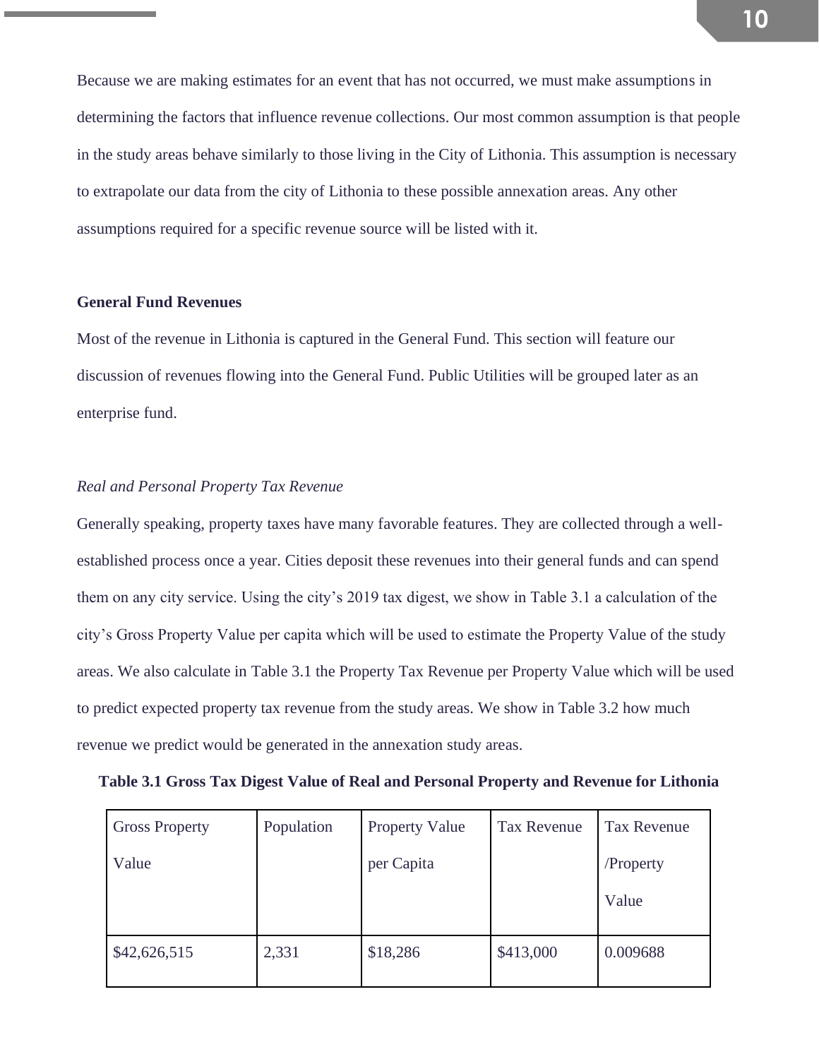Because we are making estimates for an event that has not occurred, we must make assumptions in determining the factors that influence revenue collections. Our most common assumption is that people in the study areas behave similarly to those living in the City of Lithonia. This assumption is necessary to extrapolate our data from the city of Lithonia to these possible annexation areas. Any other assumptions required for a specific revenue source will be listed with it.

**General Fund Revenues**

Most of the revenue in Lithonia is captured in the General Fund. This section will feature our discussion of revenues flowing into the General Fund. Public Utilities will be grouped later as an enterprise fund.

*Real and Personal Property Tax Revenue*

Generally speaking, property taxes have many favorable features. They are collected through a well-established process once a year. Cities deposit these revenues into their general funds and can spend them on any city service. Using the city's 2019 tax digest, we show in Table 3.1 a calculation of the city's Gross Property Value per capita which will be used to estimate the Property Value of the study areas. We also calculate in Table 3.1 the Property Tax Revenue per Property Value which will be used to predict expected property tax revenue from the study areas. We show in Table 3.2 how much revenue we predict would be generated in the annexation study areas.

**Table 3.1 Gross Tax Digest Value of Real and Personal Property and Revenue for Lithonia**

| Gross Property Value | Population | Property Value per Capita | Tax Revenue | Tax Revenue /Property Value |
| --- | --- | --- | --- | --- |
| $42,626,515 | 2,331 | $18,286 | $413,000 | 0.009688 |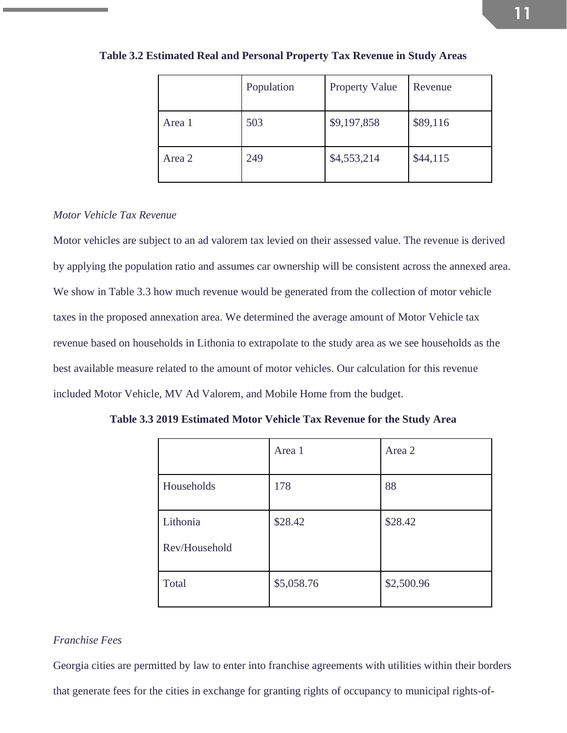**Table 3.2 Estimated Real and Personal Property Tax Revenue in Study Areas**

| | Population | Property Value | Revenue |
|---|---|---|---|
| Area 1 | 503 | $9,197,858 | $89,116 |
| Area 2 | 249 | $4,553,214 | $44,115 |

*Motor Vehicle Tax Revenue*

Motor vehicles are subject to an ad valorem tax levied on their assessed value. The revenue is derived by applying the population ratio and assumes car ownership will be consistent across the annexed area. We show in Table 3.3 how much revenue would be generated from the collection of motor vehicle taxes in the proposed annexation area. We determined the average amount of Motor Vehicle tax revenue based on households in Lithonia to extrapolate to the study area as we see households as the best available measure related to the amount of motor vehicles. Our calculation for this revenue included Motor Vehicle, MV Ad Valorem, and Mobile Home from the budget.

**Table 3.3 2019 Estimated Motor Vehicle Tax Revenue for the Study Area**

| | Area 1 | Area 2 |
|---|---|---|
| Households | 178 | 88 |
| Lithonia Rev/Household | $28.42 | $28.42 |
| Total | $5,058.76 | $2,500.96 |

*Franchise Fees*

Georgia cities are permitted by law to enter into franchise agreements with utilities within their borders that generate fees for the cities in exchange for granting rights of occupancy to municipal rights-of-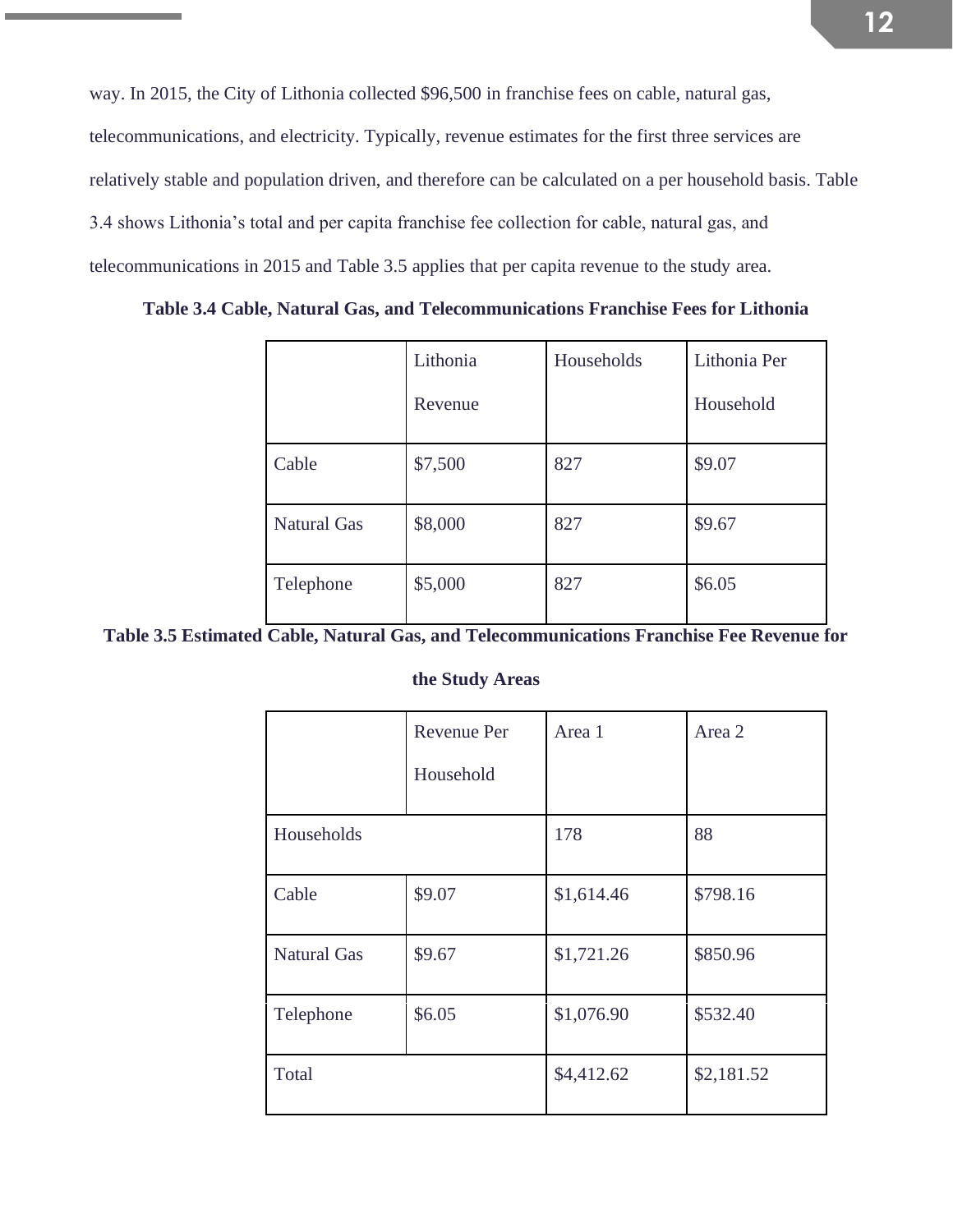way. In 2015, the City of Lithonia collected $96,500 in franchise fees on cable, natural gas, telecommunications, and electricity. Typically, revenue estimates for the first three services are relatively stable and population driven, and therefore can be calculated on a per household basis. Table 3.4 shows Lithonia's total and per capita franchise fee collection for cable, natural gas, and telecommunications in 2015 and Table 3.5 applies that per capita revenue to the study area.

**Table 3.4 Cable, Natural Gas, and Telecommunications Franchise Fees for Lithonia**

| | Lithonia Revenue | Households | Lithonia Per Household |
|---|---|---|---|
| Cable | $7,500 | 827 | $9.07 |
| Natural Gas | $8,000 | 827 | $9.67 |
| Telephone | $5,000 | 827 | $6.05 |

**Table 3.5 Estimated Cable, Natural Gas, and Telecommunications Franchise Fee Revenue for the Study Areas**

| | Revenue Per Household | Area 1 | Area 2 |
|---|---|---|---|
| Households | | 178 | 88 |
| Cable | $9.07 | $1,614.46 | $798.16 |
| Natural Gas | $9.67 | $1,721.26 | $850.96 |
| Telephone | $6.05 | $1,076.90 | $532.40 |
| Total | | $4,412.62 | $2,181.52 |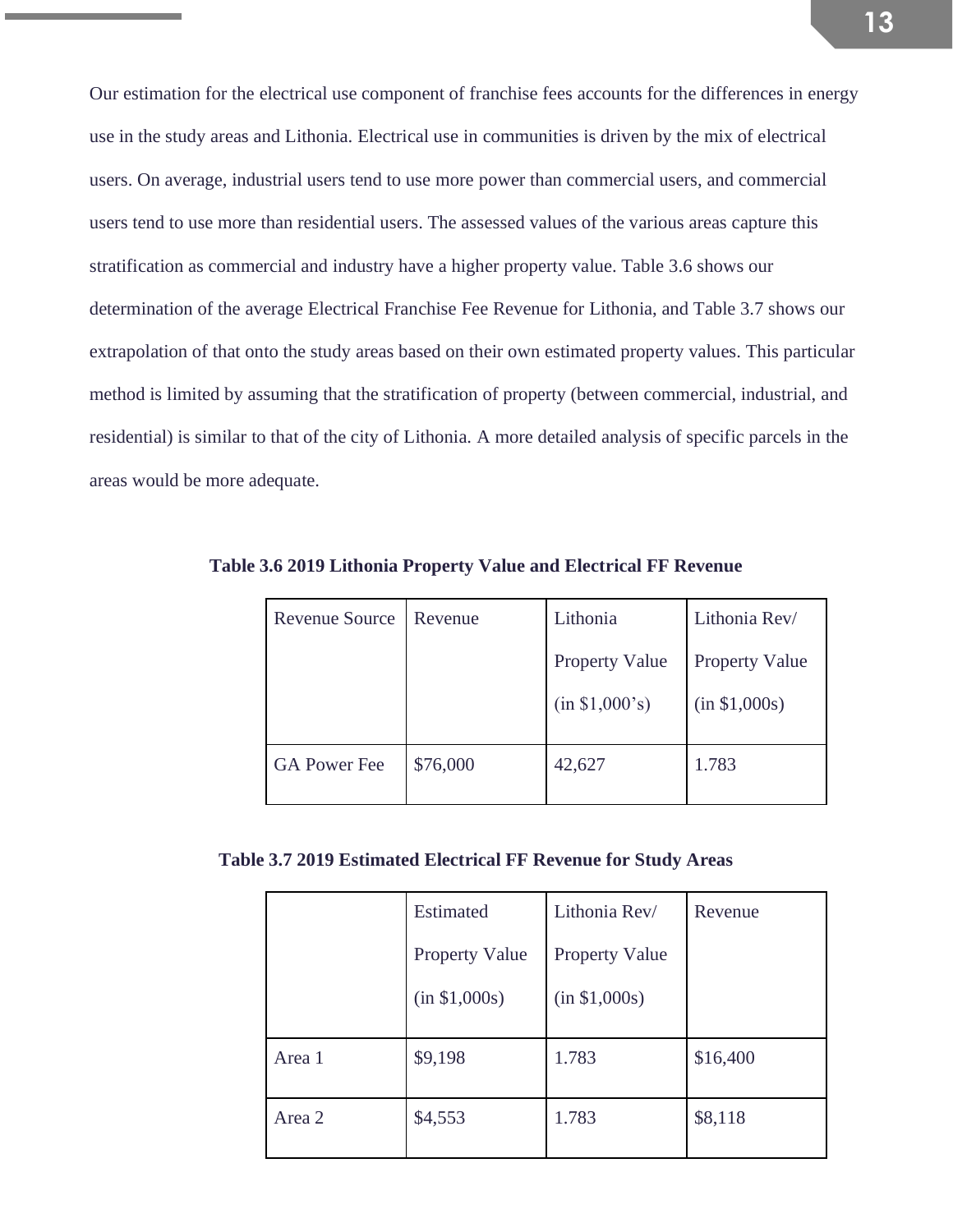Our estimation for the electrical use component of franchise fees accounts for the differences in energy use in the study areas and Lithonia. Electrical use in communities is driven by the mix of electrical users. On average, industrial users tend to use more power than commercial users, and commercial users tend to use more than residential users. The assessed values of the various areas capture this stratification as commercial and industry have a higher property value. Table 3.6 shows our determination of the average Electrical Franchise Fee Revenue for Lithonia, and Table 3.7 shows our extrapolation of that onto the study areas based on their own estimated property values. This particular method is limited by assuming that the stratification of property (between commercial, industrial, and residential) is similar to that of the city of Lithonia. A more detailed analysis of specific parcels in the areas would be more adequate.

**Table 3.6 2019 Lithonia Property Value and Electrical FF Revenue**

| Revenue Source | Revenue | Lithonia Property Value (in $1,000's) | Lithonia Rev/ Property Value (in $1,000s) |
|---|---|---|---|
| GA Power Fee | $76,000 | 42,627 | 1.783 |

**Table 3.7 2019 Estimated Electrical FF Revenue for Study Areas**

| | Estimated Property Value (in $1,000s) | Lithonia Rev/ Property Value (in $1,000s) | Revenue |
|---|---|---|---|
| Area 1 | $9,198 | 1.783 | $16,400 |
| Area 2 | $4,553 | 1.783 | $8,118 |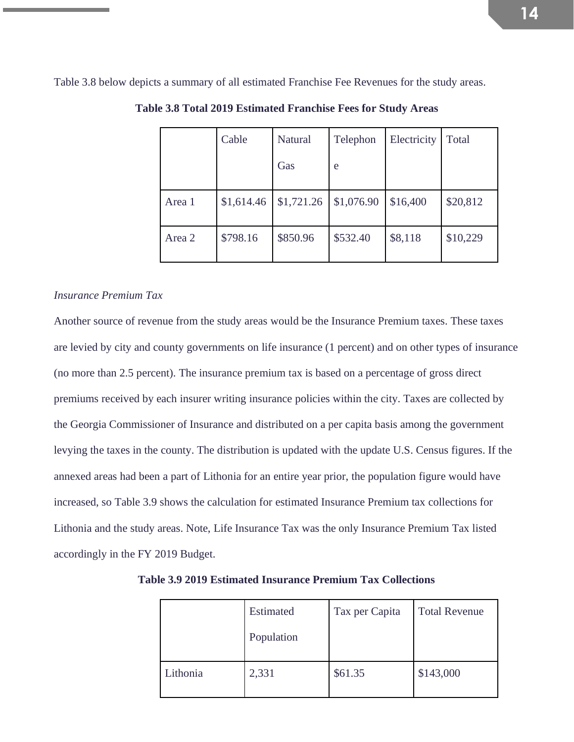Table 3.8 below depicts a summary of all estimated Franchise Fee Revenues for the study areas.

**Table 3.8 Total 2019 Estimated Franchise Fees for Study Areas**

| | Cable | Natural Gas | Telephone | Electricity | Total |
|---|---|---|---|---|---|
| Area 1 | $1,614.46 | $1,721.26 | $1,076.90 | $16,400 | $20,812 |
| Area 2 | $798.16 | $850.96 | $532.40 | $8,118 | $10,229 |

*Insurance Premium Tax*

Another source of revenue from the study areas would be the Insurance Premium taxes. These taxes are levied by city and county governments on life insurance (1 percent) and on other types of insurance (no more than 2.5 percent). The insurance premium tax is based on a percentage of gross direct premiums received by each insurer writing insurance policies within the city. Taxes are collected by the Georgia Commissioner of Insurance and distributed on a per capita basis among the government levying the taxes in the county. The distribution is updated with the update U.S. Census figures. If the annexed areas had been a part of Lithonia for an entire year prior, the population figure would have increased, so Table 3.9 shows the calculation for estimated Insurance Premium tax collections for Lithonia and the study areas. Note, Life Insurance Tax was the only Insurance Premium Tax listed accordingly in the FY 2019 Budget.

**Table 3.9 2019 Estimated Insurance Premium Tax Collections**

| | Estimated Population | Tax per Capita | Total Revenue |
|---|---|---|---|
| Lithonia | 2,331 | $61.35 | $143,000 |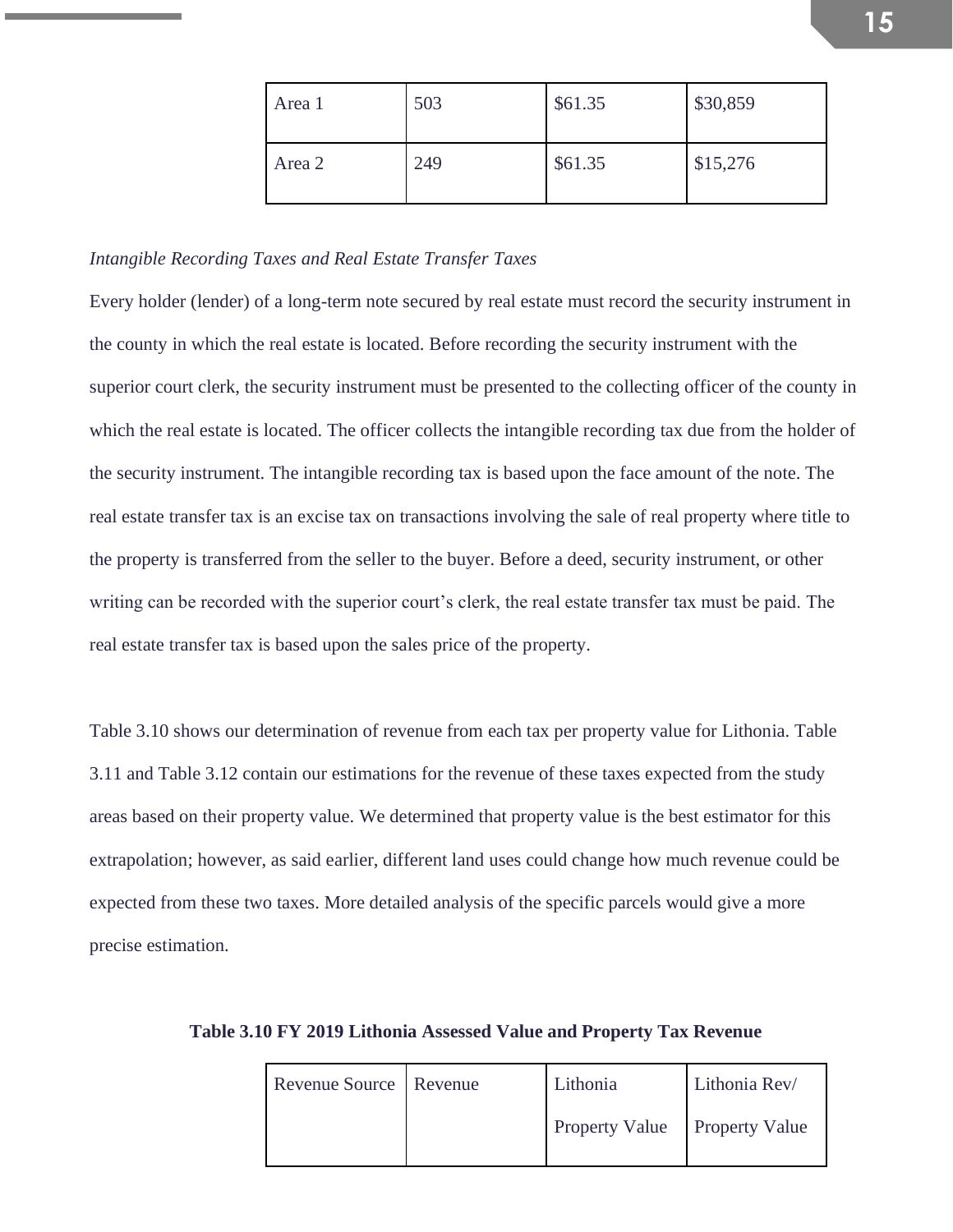| Area 1 | 503 | $61.35 | $30,859 |
| --- | --- | --- | --- |
| Area 2 | 249 | $61.35 | $15,276 |

*Intangible Recording Taxes and Real Estate Transfer Taxes*

Every holder (lender) of a long-term note secured by real estate must record the security instrument in the county in which the real estate is located. Before recording the security instrument with the superior court clerk, the security instrument must be presented to the collecting officer of the county in which the real estate is located. The officer collects the intangible recording tax due from the holder of the security instrument. The intangible recording tax is based upon the face amount of the note. The real estate transfer tax is an excise tax on transactions involving the sale of real property where title to the property is transferred from the seller to the buyer. Before a deed, security instrument, or other writing can be recorded with the superior court's clerk, the real estate transfer tax must be paid. The real estate transfer tax is based upon the sales price of the property.

Table 3.10 shows our determination of revenue from each tax per property value for Lithonia. Table 3.11 and Table 3.12 contain our estimations for the revenue of these taxes expected from the study areas based on their property value. We determined that property value is the best estimator for this extrapolation; however, as said earlier, different land uses could change how much revenue could be expected from these two taxes. More detailed analysis of the specific parcels would give a more precise estimation.

**Table 3.10 FY 2019 Lithonia Assessed Value and Property Tax Revenue**

| Revenue Source | Revenue | Lithonia Property Value | Lithonia Rev/ Property Value |
| --- | --- | --- | --- |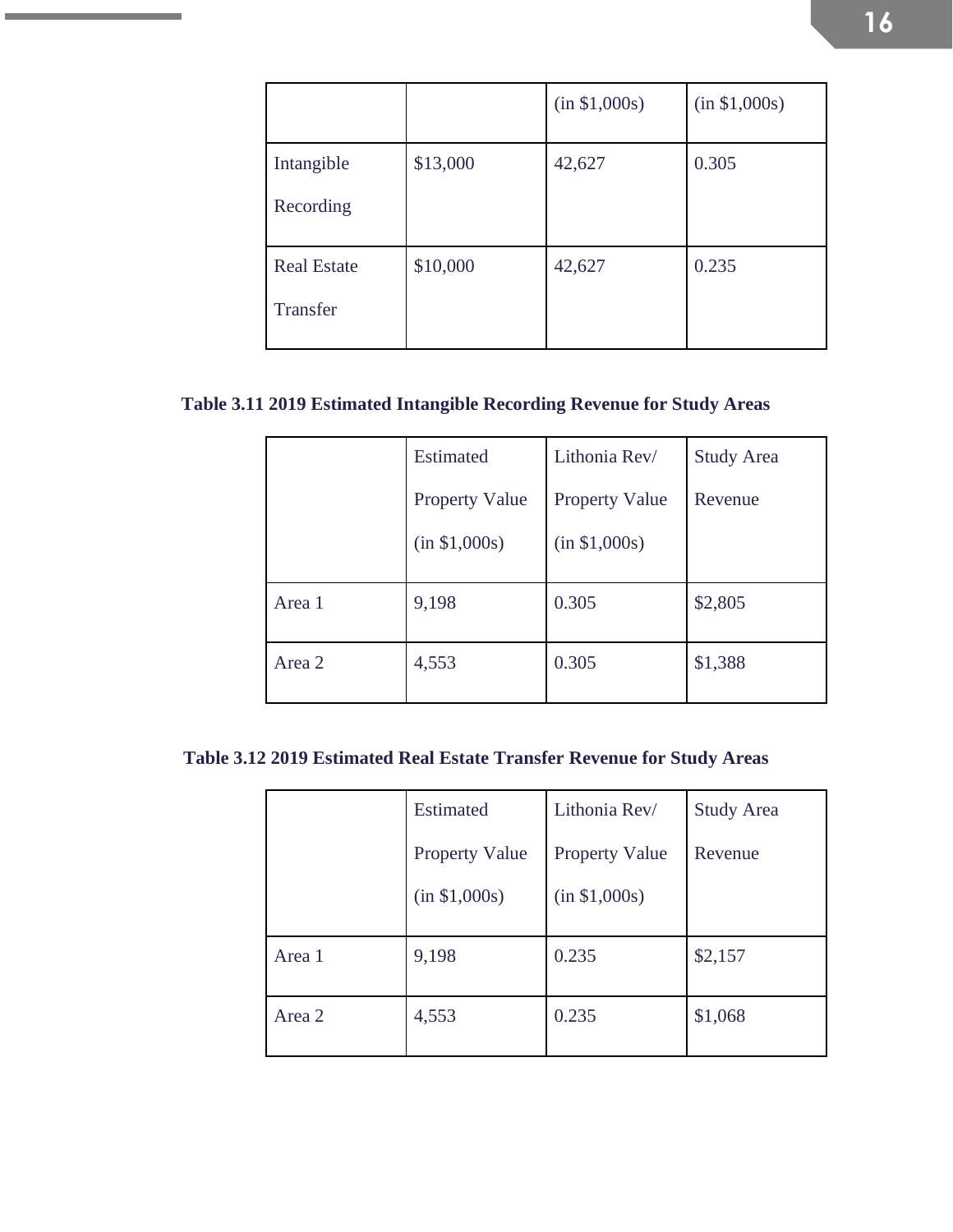| | | (in $1,000s) | (in $1,000s) |
|---|---|---|---|
| Intangible Recording | $13,000 | 42,627 | 0.305 |
| Real Estate Transfer | $10,000 | 42,627 | 0.235 |

**Table 3.11 2019 Estimated Intangible Recording Revenue for Study Areas**

| | Estimated Property Value (in $1,000s) | Lithonia Rev/ Property Value (in $1,000s) | Study Area Revenue |
|---|---|---|---|
| Area 1 | 9,198 | 0.305 | $2,805 |
| Area 2 | 4,553 | 0.305 | $1,388 |

**Table 3.12 2019 Estimated Real Estate Transfer Revenue for Study Areas**

| | Estimated Property Value (in $1,000s) | Lithonia Rev/ Property Value (in $1,000s) | Study Area Revenue |
|---|---|---|---|
| Area 1 | 9,198 | 0.235 | $2,157 |
| Area 2 | 4,553 | 0.235 | $1,068 |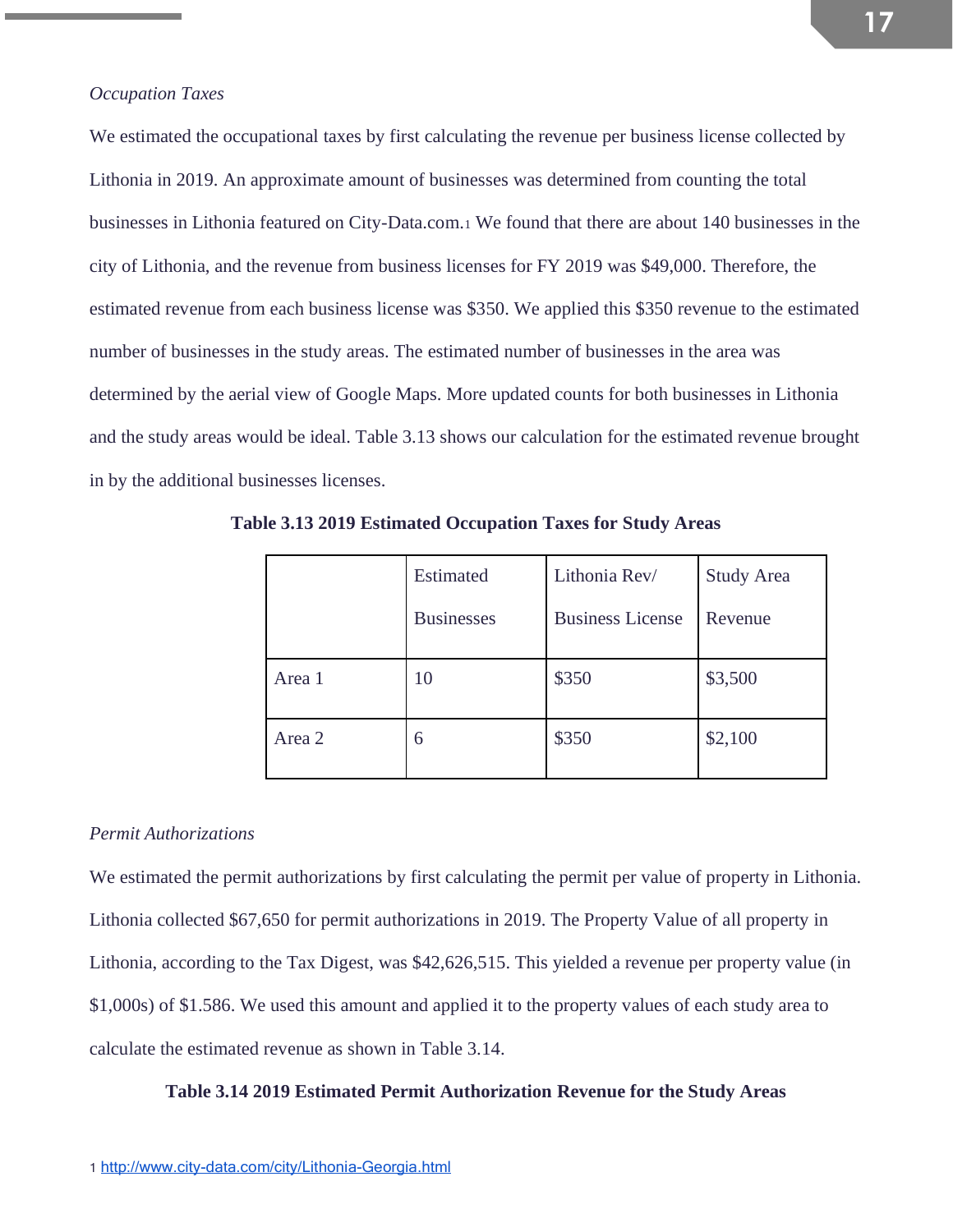*Occupation Taxes*

We estimated the occupational taxes by first calculating the revenue per business license collected by Lithonia in 2019. An approximate amount of businesses was determined from counting the total businesses in Lithonia featured on City-Data.com.[1] We found that there are about 140 businesses in the city of Lithonia, and the revenue from business licenses for FY 2019 was $49,000. Therefore, the estimated revenue from each business license was $350. We applied this $350 revenue to the estimated number of businesses in the study areas. The estimated number of businesses in the area was determined by the aerial view of Google Maps. More updated counts for both businesses in Lithonia and the study areas would be ideal. Table 3.13 shows our calculation for the estimated revenue brought in by the additional businesses licenses.

**Table 3.13 2019 Estimated Occupation Taxes for Study Areas**

| | Estimated Businesses | Lithonia Rev/ Business License | Study Area Revenue |
|---|---|---|---|
| Area 1 | 10 | $350 | $3,500 |
| Area 2 | 6 | $350 | $2,100 |

*Permit Authorizations*

We estimated the permit authorizations by first calculating the permit per value of property in Lithonia. Lithonia collected $67,650 for permit authorizations in 2019. The Property Value of all property in Lithonia, according to the Tax Digest, was $42,626,515. This yielded a revenue per property value (in $1,000s) of $1.586. We used this amount and applied it to the property values of each study area to calculate the estimated revenue as shown in Table 3.14.

**Table 3.14 2019 Estimated Permit Authorization Revenue for the Study Areas**

[1] http://www.city-data.com/city/Lithonia-Georgia.html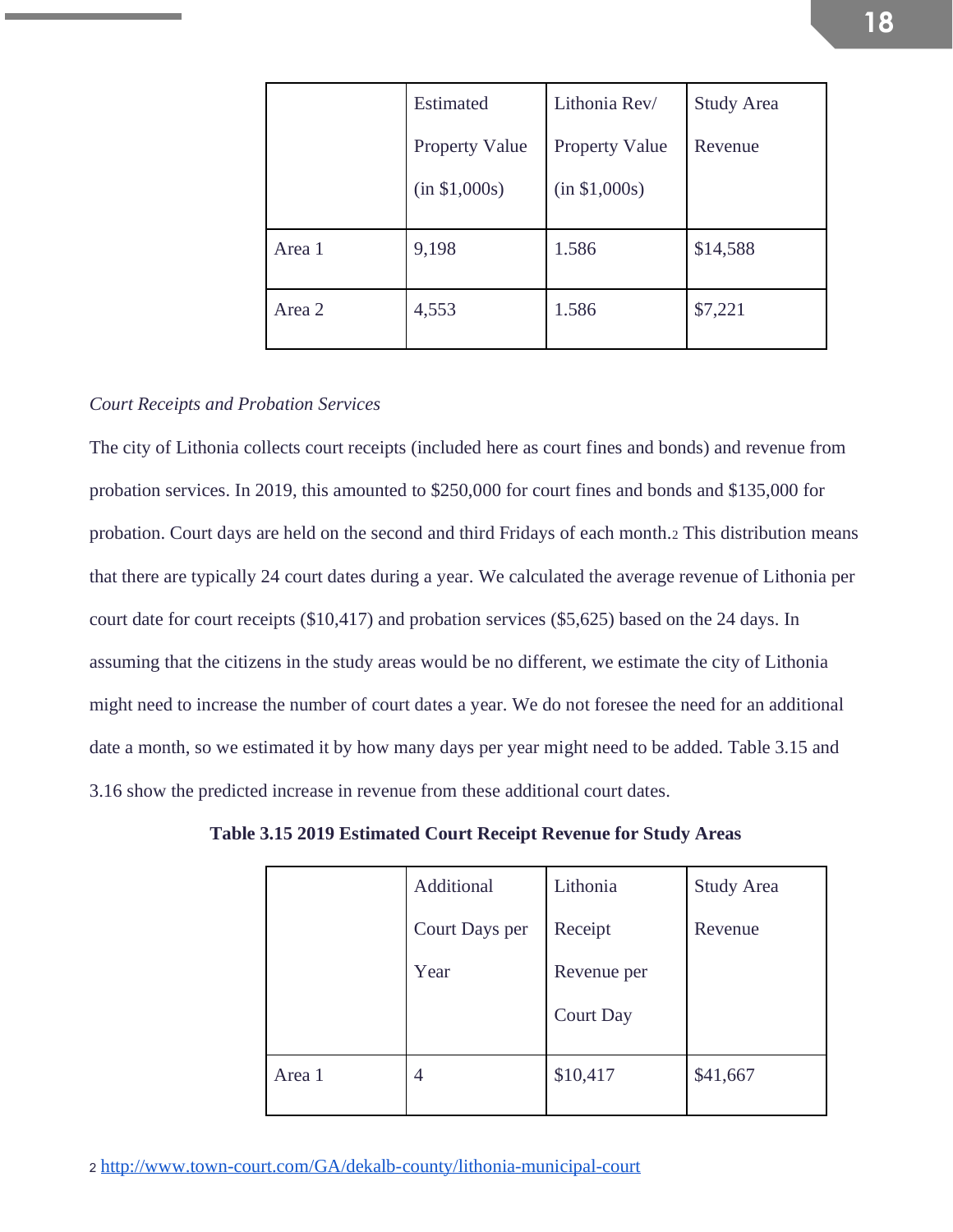|  | Estimated Property Value (in $1,000s) | Lithonia Rev/ Property Value (in $1,000s) | Study Area Revenue |
|---|---|---|---|
| Area 1 | 9,198 | 1.586 | $14,588 |
| Area 2 | 4,553 | 1.586 | $7,221 |

*Court Receipts and Probation Services*

The city of Lithonia collects court receipts (included here as court fines and bonds) and revenue from probation services. In 2019, this amounted to $250,000 for court fines and bonds and $135,000 for probation. Court days are held on the second and third Fridays of each month.[2] This distribution means that there are typically 24 court dates during a year. We calculated the average revenue of Lithonia per court date for court receipts ($10,417) and probation services ($5,625) based on the 24 days. In assuming that the citizens in the study areas would be no different, we estimate the city of Lithonia might need to increase the number of court dates a year. We do not foresee the need for an additional date a month, so we estimated it by how many days per year might need to be added. Table 3.15 and 3.16 show the predicted increase in revenue from these additional court dates.

**Table 3.15 2019 Estimated Court Receipt Revenue for Study Areas**

|  | Additional Court Days per Year | Lithonia Receipt Revenue per Court Day | Study Area Revenue |
|---|---|---|---|
| Area 1 | 4 | $10,417 | $41,667 |

[2] http://www.town-court.com/GA/dekalb-county/lithonia-municipal-court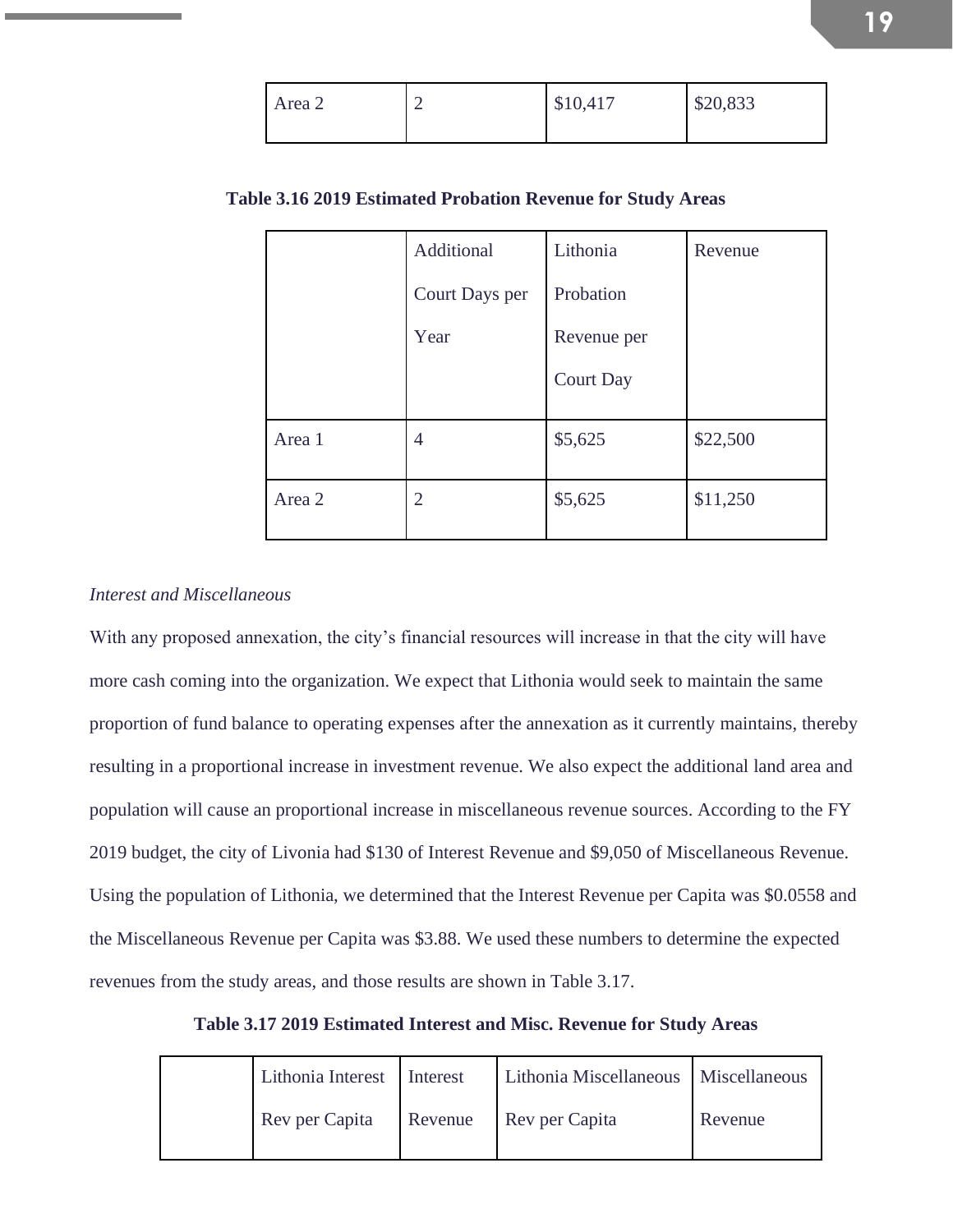| Area 2 | 2 | $10,417 | $20,833 |
|---|---|---|---|

**Table 3.16 2019 Estimated Probation Revenue for Study Areas**

| | Additional Court Days per Year | Lithonia Probation Revenue per Court Day | Revenue |
|---|---|---|---|
| Area 1 | 4 | $5,625 | $22,500 |
| Area 2 | 2 | $5,625 | $11,250 |

*Interest and Miscellaneous*

With any proposed annexation, the city's financial resources will increase in that the city will have more cash coming into the organization. We expect that Lithonia would seek to maintain the same proportion of fund balance to operating expenses after the annexation as it currently maintains, thereby resulting in a proportional increase in investment revenue. We also expect the additional land area and population will cause an proportional increase in miscellaneous revenue sources. According to the FY 2019 budget, the city of Livonia had $130 of Interest Revenue and $9,050 of Miscellaneous Revenue. Using the population of Lithonia, we determined that the Interest Revenue per Capita was $0.0558 and the Miscellaneous Revenue per Capita was $3.88. We used these numbers to determine the expected revenues from the study areas, and those results are shown in Table 3.17.

**Table 3.17 2019 Estimated Interest and Misc. Revenue for Study Areas**

| | Lithonia Interest Rev per Capita | Interest Revenue | Lithonia Miscellaneous Rev per Capita | Miscellaneous Revenue |
|---|---|---|---|---|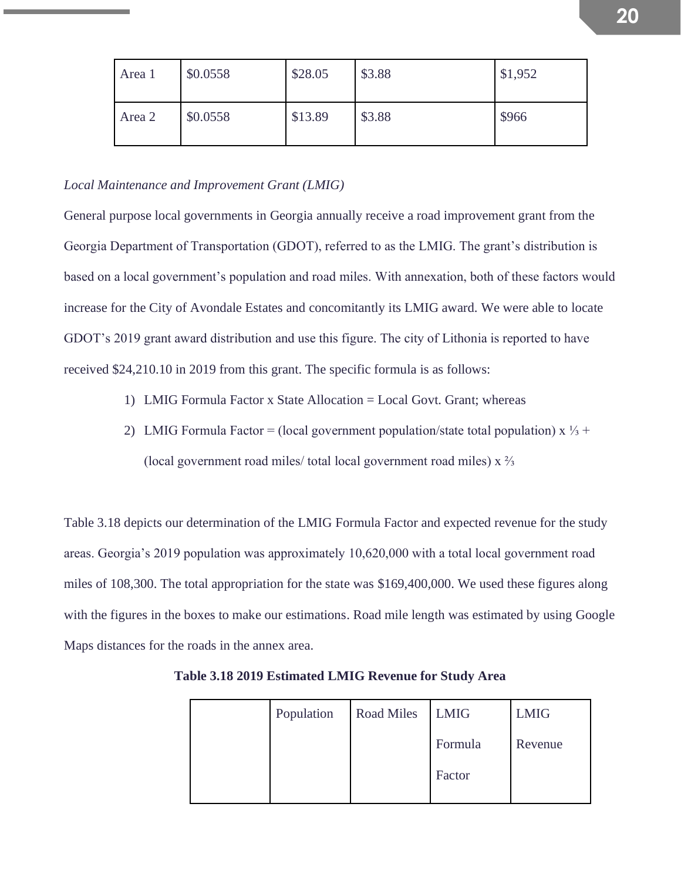| Area 1 | $0.0558 | $28.05 | $3.88 | $1,952 |
|---|---|---|---|---|
| Area 2 | $0.0558 | $13.89 | $3.88 | $966 |

*Local Maintenance and Improvement Grant (LMIG)*

General purpose local governments in Georgia annually receive a road improvement grant from the Georgia Department of Transportation (GDOT), referred to as the LMIG. The grant's distribution is based on a local government's population and road miles. With annexation, both of these factors would increase for the City of Avondale Estates and concomitantly its LMIG award. We were able to locate GDOT's 2019 grant award distribution and use this figure. The city of Lithonia is reported to have received $24,210.10 in 2019 from this grant. The specific formula is as follows:

1) LMIG Formula Factor x State Allocation = Local Govt. Grant; whereas
2) LMIG Formula Factor = (local government population/state total population) x ⅓ + (local government road miles/ total local government road miles) x ⅔

Table 3.18 depicts our determination of the LMIG Formula Factor and expected revenue for the study areas. Georgia's 2019 population was approximately 10,620,000 with a total local government road miles of 108,300. The total appropriation for the state was $169,400,000. We used these figures along with the figures in the boxes to make our estimations. Road mile length was estimated by using Google Maps distances for the roads in the annex area.

**Table 3.18 2019 Estimated LMIG Revenue for Study Area**

| | Population | Road Miles | LMIG Formula Factor | LMIG Revenue |
|---|---|---|---|---|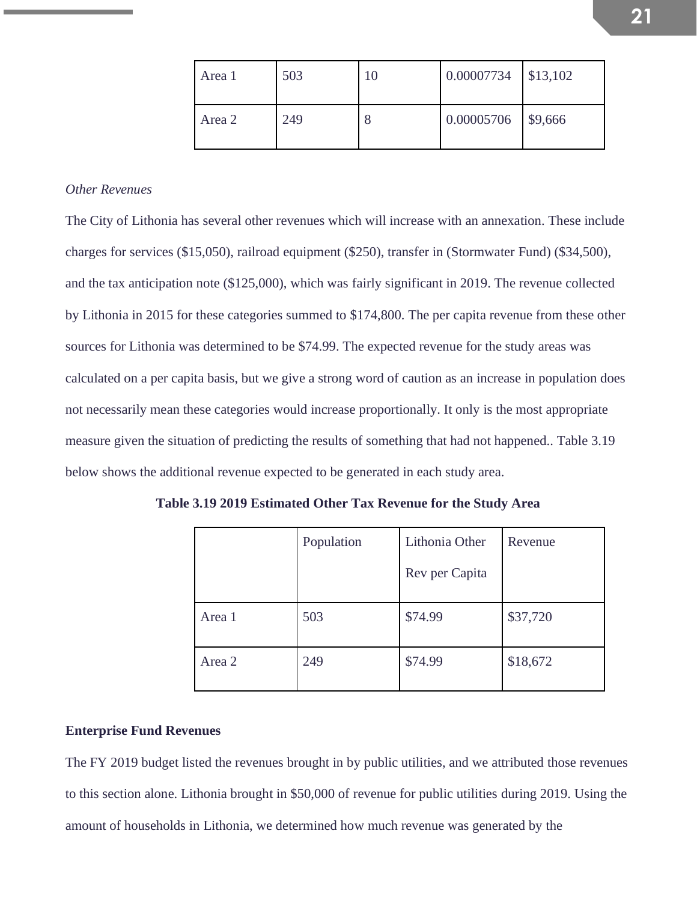| Area 1 | 503 | 10 | 0.00007734 | $13,102 |
|---|---|---|---|---|
| Area 2 | 249 | 8 | 0.00005706 | $9,666 |

*Other Revenues*

The City of Lithonia has several other revenues which will increase with an annexation. These include charges for services ($15,050), railroad equipment ($250), transfer in (Stormwater Fund) ($34,500), and the tax anticipation note ($125,000), which was fairly significant in 2019. The revenue collected by Lithonia in 2015 for these categories summed to $174,800. The per capita revenue from these other sources for Lithonia was determined to be $74.99. The expected revenue for the study areas was calculated on a per capita basis, but we give a strong word of caution as an increase in population does not necessarily mean these categories would increase proportionally. It only is the most appropriate measure given the situation of predicting the results of something that had not happened.. Table 3.19 below shows the additional revenue expected to be generated in each study area.

**Table 3.19 2019 Estimated Other Tax Revenue for the Study Area**

| | Population | Lithonia Other Rev per Capita | Revenue |
|---|---|---|---|
| Area 1 | 503 | $74.99 | $37,720 |
| Area 2 | 249 | $74.99 | $18,672 |

**Enterprise Fund Revenues**

The FY 2019 budget listed the revenues brought in by public utilities, and we attributed those revenues to this section alone. Lithonia brought in $50,000 of revenue for public utilities during 2019. Using the amount of households in Lithonia, we determined how much revenue was generated by the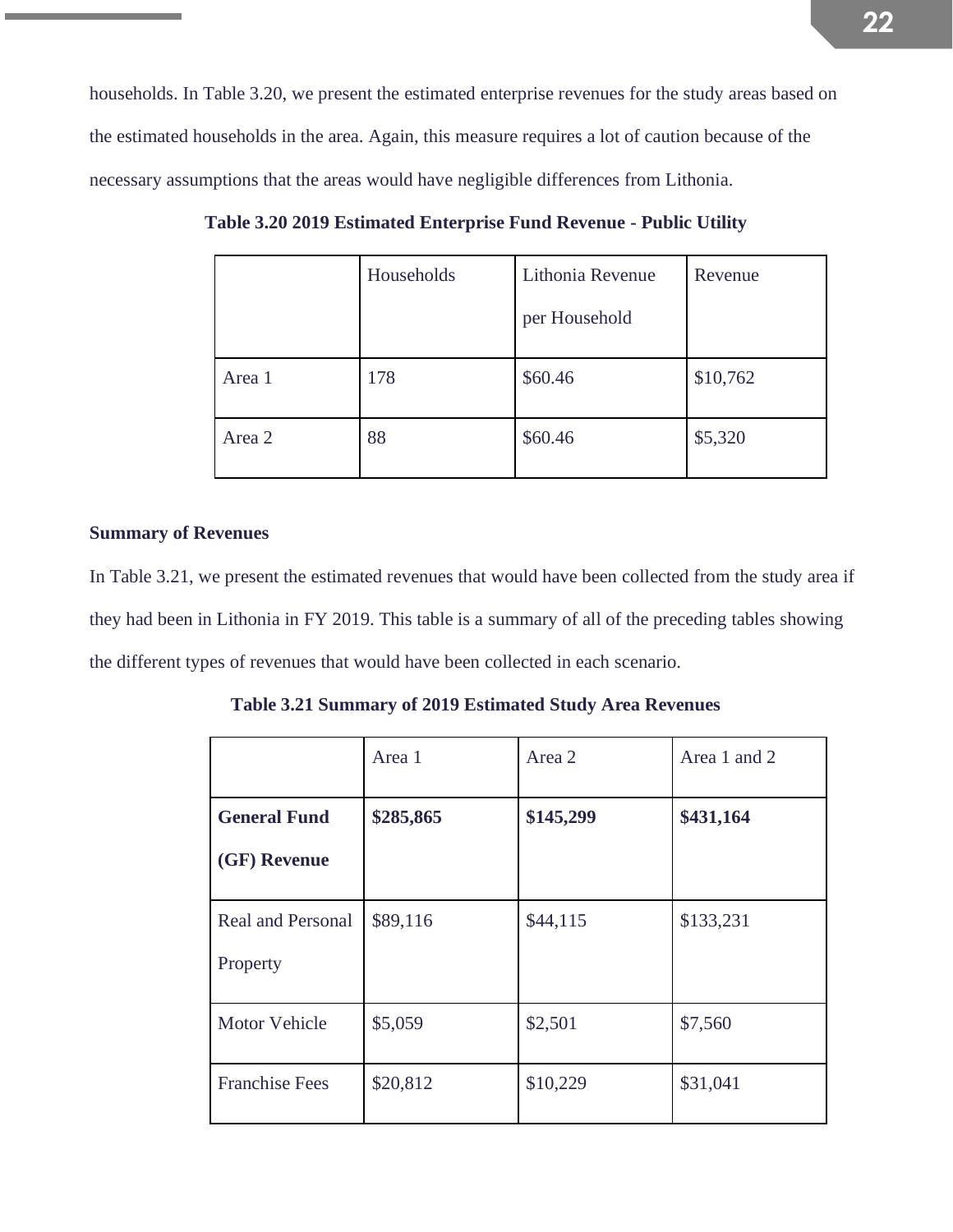households. In Table 3.20, we present the estimated enterprise revenues for the study areas based on the estimated households in the area. Again, this measure requires a lot of caution because of the necessary assumptions that the areas would have negligible differences from Lithonia.

**Table 3.20 2019 Estimated Enterprise Fund Revenue - Public Utility**

| | Households | Lithonia Revenue per Household | Revenue |
|---|---|---|---|
| Area 1 | 178 | $60.46 | $10,762 |
| Area 2 | 88 | $60.46 | $5,320 |

**Summary of Revenues**

In Table 3.21, we present the estimated revenues that would have been collected from the study area if they had been in Lithonia in FY 2019. This table is a summary of all of the preceding tables showing the different types of revenues that would have been collected in each scenario.

**Table 3.21 Summary of 2019 Estimated Study Area Revenues**

| | Area 1 | Area 2 | Area 1 and 2 |
|---|---|---|---|
| **General Fund (GF) Revenue** | **$285,865** | **$145,299** | **$431,164** |
| Real and Personal Property | $89,116 | $44,115 | $133,231 |
| Motor Vehicle | $5,059 | $2,501 | $7,560 |
| Franchise Fees | $20,812 | $10,229 | $31,041 |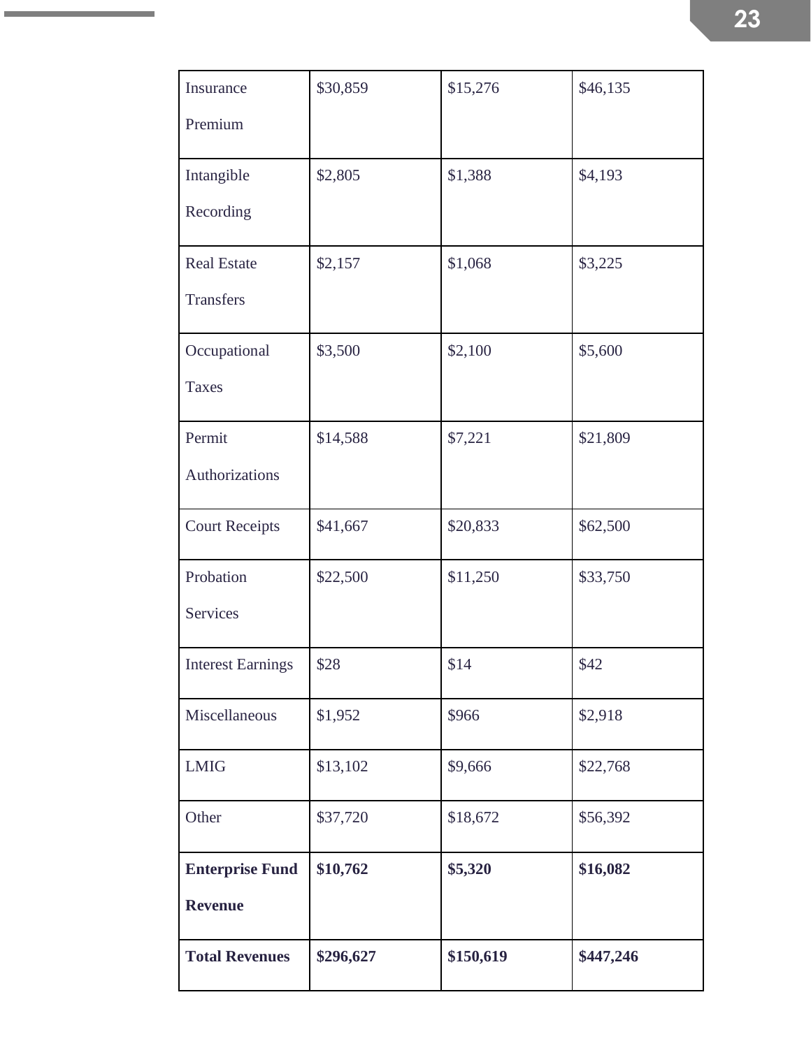| | | | |
|---|---|---|---|
| Insurance Premium | $30,859 | $15,276 | $46,135 |
| Intangible Recording | $2,805 | $1,388 | $4,193 |
| Real Estate Transfers | $2,157 | $1,068 | $3,225 |
| Occupational Taxes | $3,500 | $2,100 | $5,600 |
| Permit Authorizations | $14,588 | $7,221 | $21,809 |
| Court Receipts | $41,667 | $20,833 | $62,500 |
| Probation Services | $22,500 | $11,250 | $33,750 |
| Interest Earnings | $28 | $14 | $42 |
| Miscellaneous | $1,952 | $966 | $2,918 |
| LMIG | $13,102 | $9,666 | $22,768 |
| Other | $37,720 | $18,672 | $56,392 |
| **Enterprise Fund Revenue** | **$10,762** | **$5,320** | **$16,082** |
| **Total Revenues** | **$296,627** | **$150,619** | **$447,246** |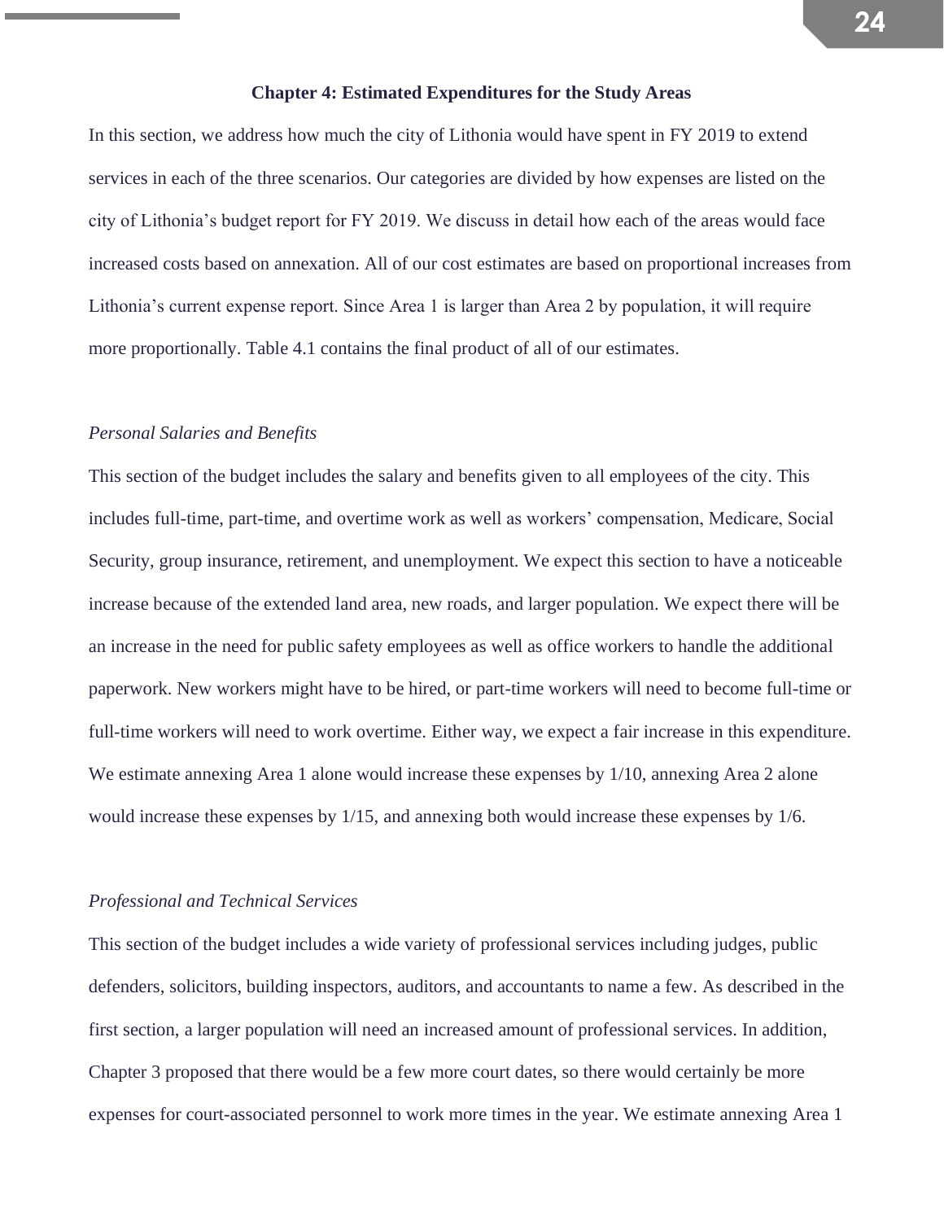## Chapter 4: Estimated Expenditures for the Study Areas

In this section, we address how much the city of Lithonia would have spent in FY 2019 to extend services in each of the three scenarios. Our categories are divided by how expenses are listed on the city of Lithonia's budget report for FY 2019. We discuss in detail how each of the areas would face increased costs based on annexation. All of our cost estimates are based on proportional increases from Lithonia's current expense report. Since Area 1 is larger than Area 2 by population, it will require more proportionally. Table 4.1 contains the final product of all of our estimates.

*Personal Salaries and Benefits*

This section of the budget includes the salary and benefits given to all employees of the city. This includes full-time, part-time, and overtime work as well as workers' compensation, Medicare, Social Security, group insurance, retirement, and unemployment. We expect this section to have a noticeable increase because of the extended land area, new roads, and larger population. We expect there will be an increase in the need for public safety employees as well as office workers to handle the additional paperwork. New workers might have to be hired, or part-time workers will need to become full-time or full-time workers will need to work overtime. Either way, we expect a fair increase in this expenditure. We estimate annexing Area 1 alone would increase these expenses by 1/10, annexing Area 2 alone would increase these expenses by 1/15, and annexing both would increase these expenses by 1/6.

*Professional and Technical Services*

This section of the budget includes a wide variety of professional services including judges, public defenders, solicitors, building inspectors, auditors, and accountants to name a few. As described in the first section, a larger population will need an increased amount of professional services. In addition, Chapter 3 proposed that there would be a few more court dates, so there would certainly be more expenses for court-associated personnel to work more times in the year. We estimate annexing Area 1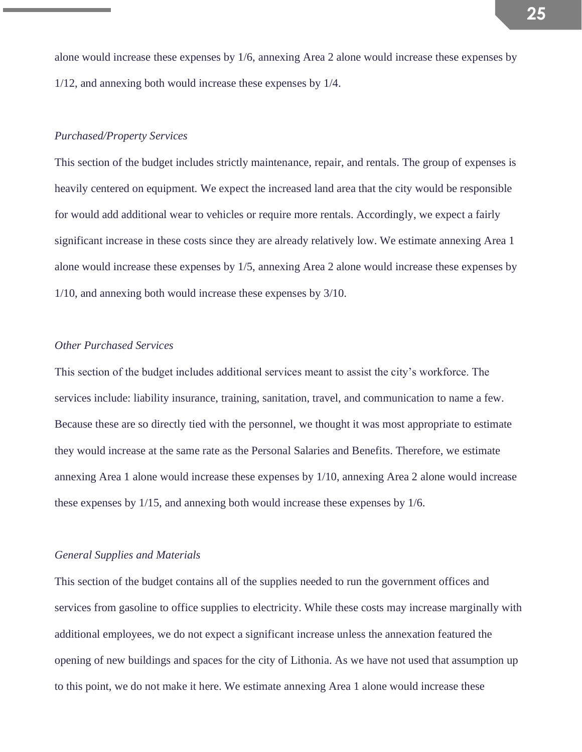alone would increase these expenses by 1/6, annexing Area 2 alone would increase these expenses by 1/12, and annexing both would increase these expenses by 1/4.

*Purchased/Property Services*

This section of the budget includes strictly maintenance, repair, and rentals. The group of expenses is heavily centered on equipment. We expect the increased land area that the city would be responsible for would add additional wear to vehicles or require more rentals. Accordingly, we expect a fairly significant increase in these costs since they are already relatively low. We estimate annexing Area 1 alone would increase these expenses by 1/5, annexing Area 2 alone would increase these expenses by 1/10, and annexing both would increase these expenses by 3/10.

*Other Purchased Services*

This section of the budget includes additional services meant to assist the city's workforce. The services include: liability insurance, training, sanitation, travel, and communication to name a few. Because these are so directly tied with the personnel, we thought it was most appropriate to estimate they would increase at the same rate as the Personal Salaries and Benefits. Therefore, we estimate annexing Area 1 alone would increase these expenses by 1/10, annexing Area 2 alone would increase these expenses by 1/15, and annexing both would increase these expenses by 1/6.

*General Supplies and Materials*

This section of the budget contains all of the supplies needed to run the government offices and services from gasoline to office supplies to electricity. While these costs may increase marginally with additional employees, we do not expect a significant increase unless the annexation featured the opening of new buildings and spaces for the city of Lithonia. As we have not used that assumption up to this point, we do not make it here. We estimate annexing Area 1 alone would increase these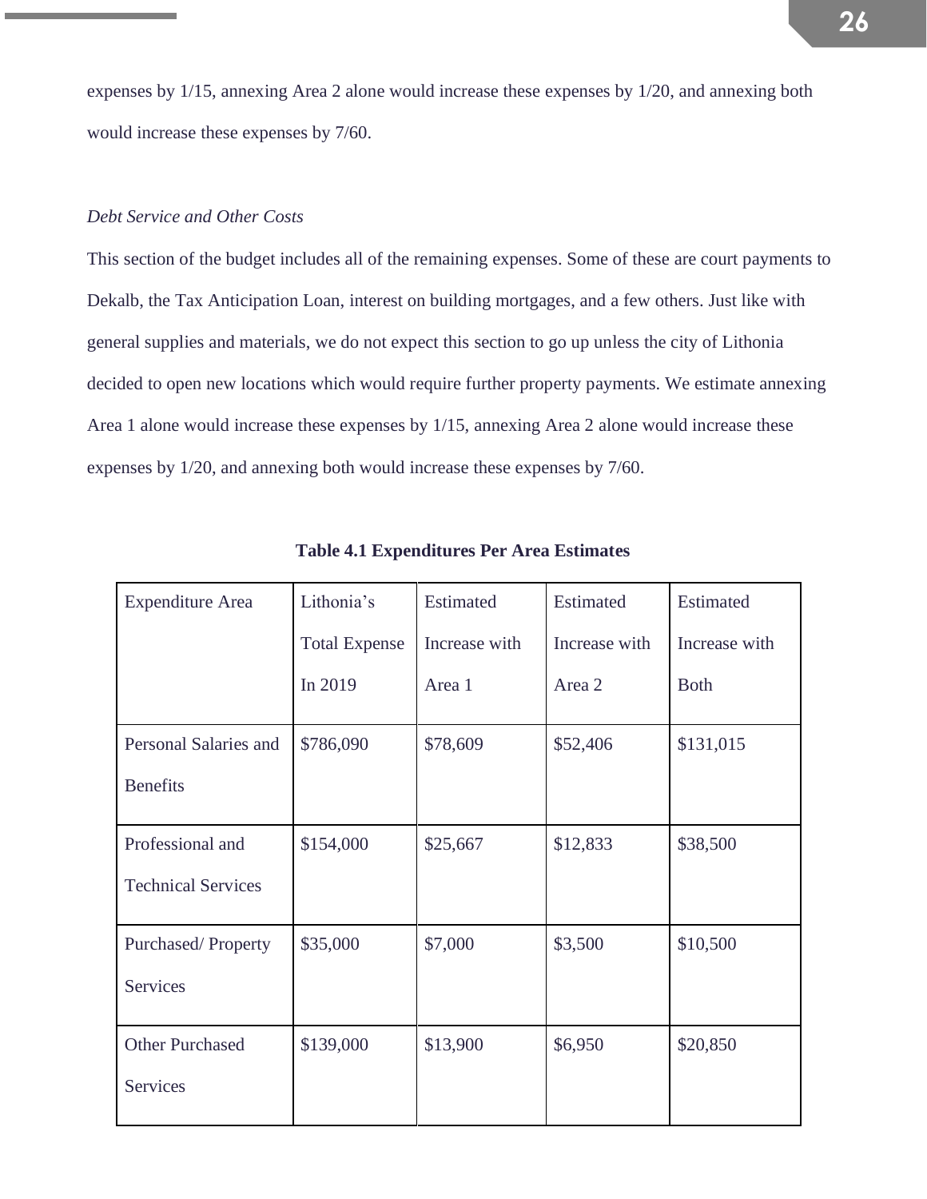expenses by 1/15, annexing Area 2 alone would increase these expenses by 1/20, and annexing both would increase these expenses by 7/60.

*Debt Service and Other Costs*

This section of the budget includes all of the remaining expenses. Some of these are court payments to Dekalb, the Tax Anticipation Loan, interest on building mortgages, and a few others. Just like with general supplies and materials, we do not expect this section to go up unless the city of Lithonia decided to open new locations which would require further property payments. We estimate annexing Area 1 alone would increase these expenses by 1/15, annexing Area 2 alone would increase these expenses by 1/20, and annexing both would increase these expenses by 7/60.

**Table 4.1 Expenditures Per Area Estimates**

| Expenditure Area | Lithonia's Total Expense In 2019 | Estimated Increase with Area 1 | Estimated Increase with Area 2 | Estimated Increase with Both |
|---|---|---|---|---|
| Personal Salaries and Benefits | $786,090 | $78,609 | $52,406 | $131,015 |
| Professional and Technical Services | $154,000 | $25,667 | $12,833 | $38,500 |
| Purchased/ Property Services | $35,000 | $7,000 | $3,500 | $10,500 |
| Other Purchased Services | $139,000 | $13,900 | $6,950 | $20,850 |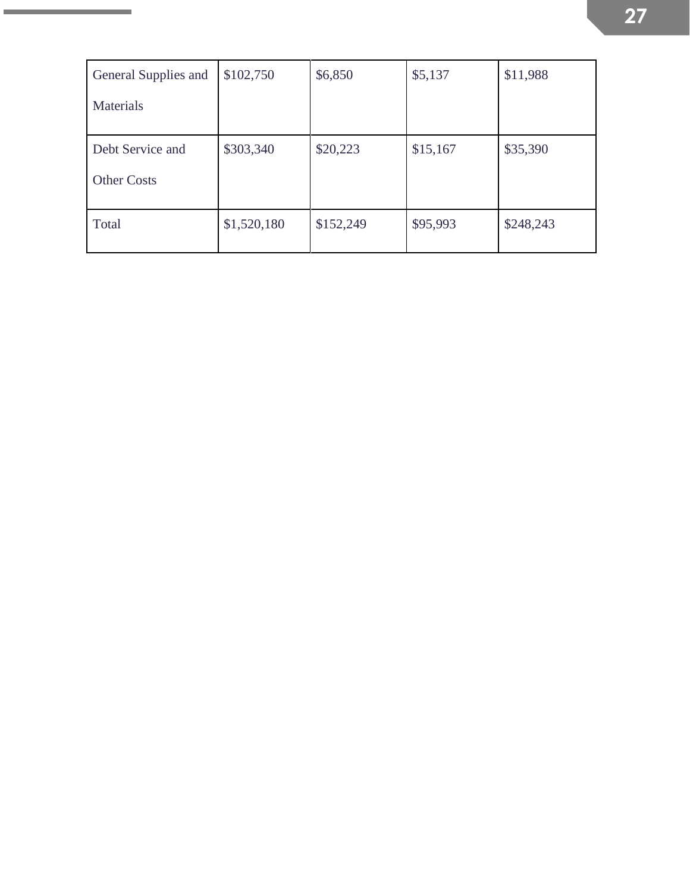| | | | | |
|---|---|---|---|---|
| General Supplies and Materials | $102,750 | $6,850 | $5,137 | $11,988 |
| Debt Service and Other Costs | $303,340 | $20,223 | $15,167 | $35,390 |
| Total | $1,520,180 | $152,249 | $95,993 | $248,243 |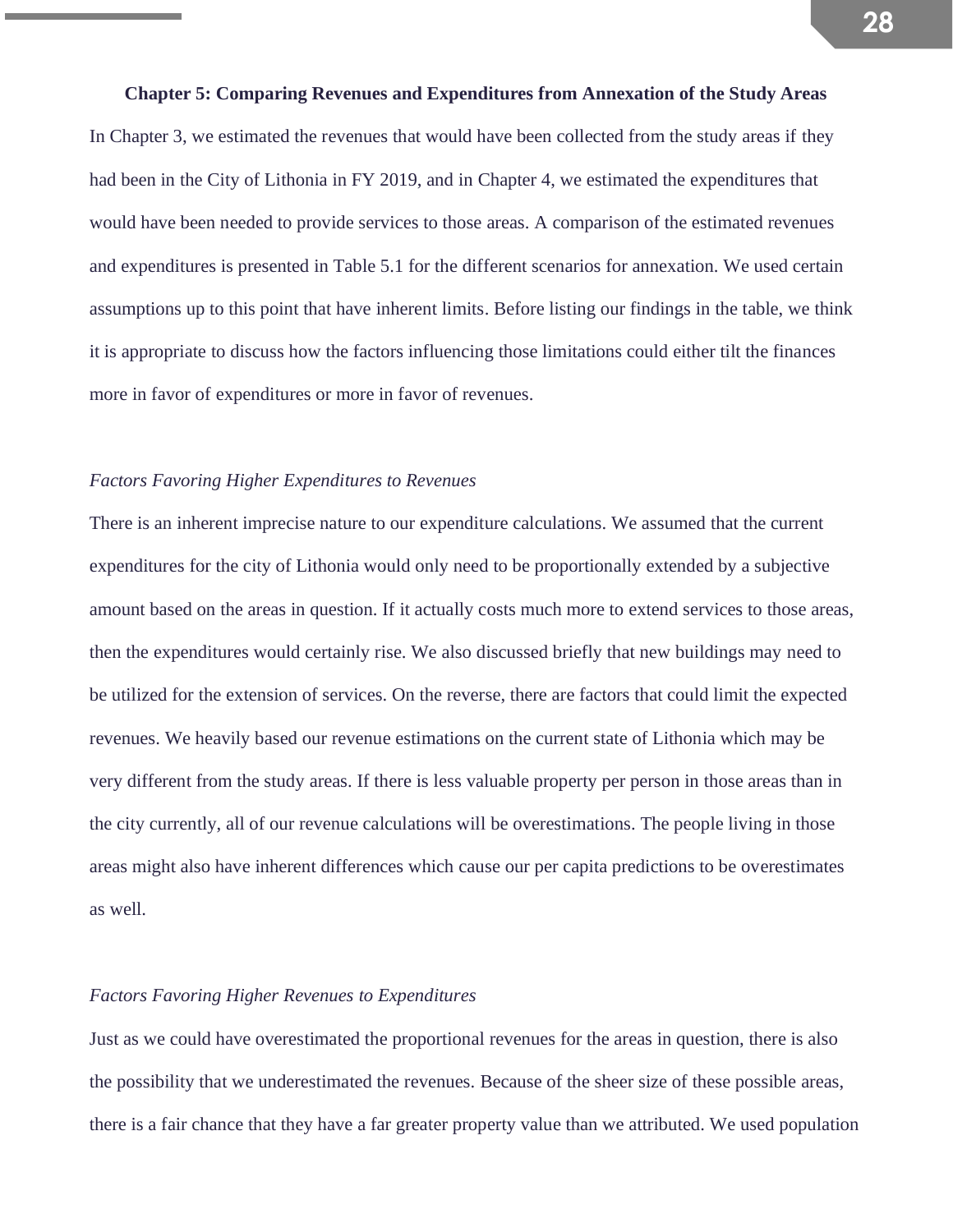## Chapter 5: Comparing Revenues and Expenditures from Annexation of the Study Areas

In Chapter 3, we estimated the revenues that would have been collected from the study areas if they had been in the City of Lithonia in FY 2019, and in Chapter 4, we estimated the expenditures that would have been needed to provide services to those areas. A comparison of the estimated revenues and expenditures is presented in Table 5.1 for the different scenarios for annexation. We used certain assumptions up to this point that have inherent limits. Before listing our findings in the table, we think it is appropriate to discuss how the factors influencing those limitations could either tilt the finances more in favor of expenditures or more in favor of revenues.

*Factors Favoring Higher Expenditures to Revenues*

There is an inherent imprecise nature to our expenditure calculations. We assumed that the current expenditures for the city of Lithonia would only need to be proportionally extended by a subjective amount based on the areas in question. If it actually costs much more to extend services to those areas, then the expenditures would certainly rise. We also discussed briefly that new buildings may need to be utilized for the extension of services. On the reverse, there are factors that could limit the expected revenues. We heavily based our revenue estimations on the current state of Lithonia which may be very different from the study areas. If there is less valuable property per person in those areas than in the city currently, all of our revenue calculations will be overestimations. The people living in those areas might also have inherent differences which cause our per capita predictions to be overestimates as well.

*Factors Favoring Higher Revenues to Expenditures*

Just as we could have overestimated the proportional revenues for the areas in question, there is also the possibility that we underestimated the revenues. Because of the sheer size of these possible areas, there is a fair chance that they have a far greater property value than we attributed. We used population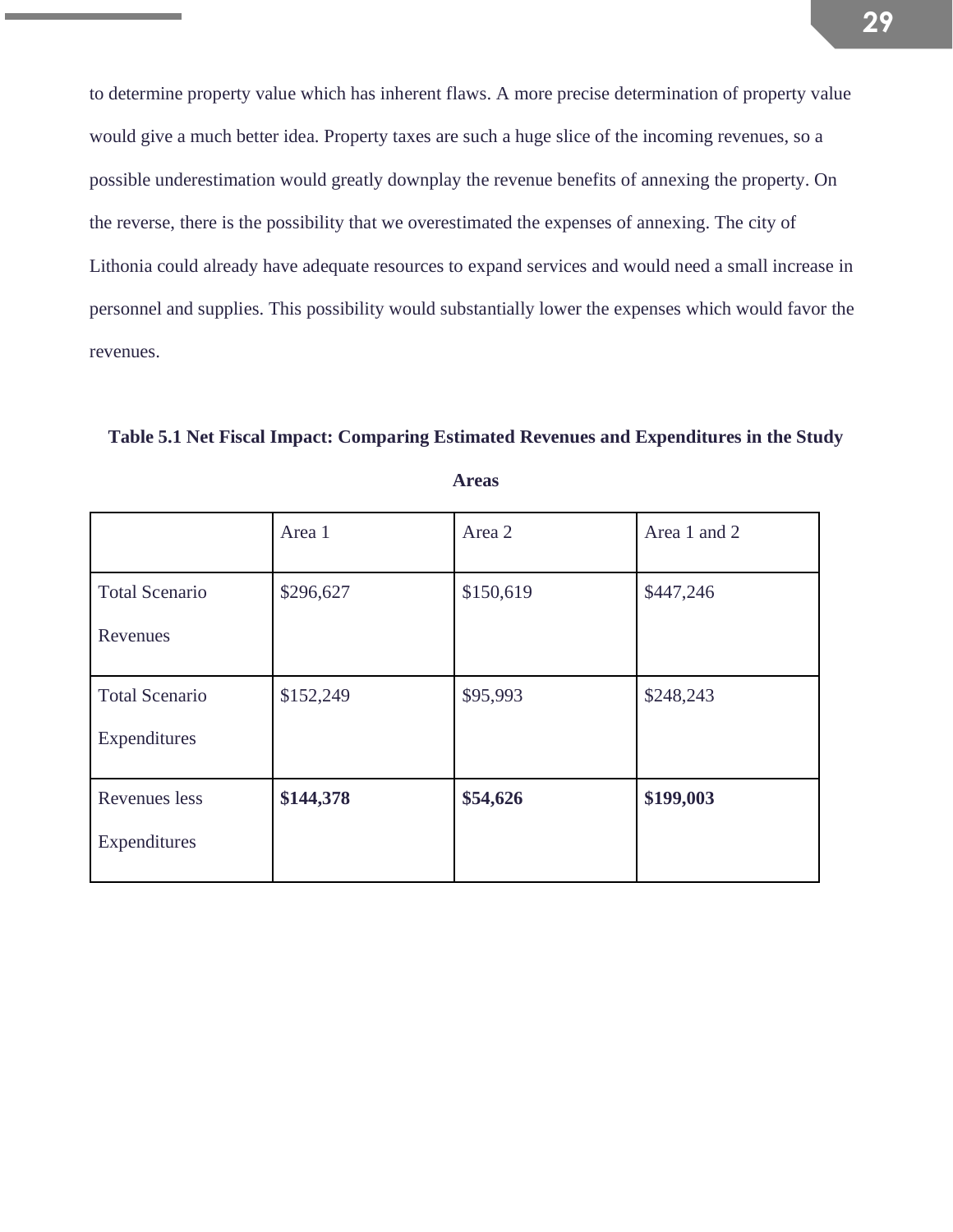to determine property value which has inherent flaws. A more precise determination of property value would give a much better idea. Property taxes are such a huge slice of the incoming revenues, so a possible underestimation would greatly downplay the revenue benefits of annexing the property. On the reverse, there is the possibility that we overestimated the expenses of annexing. The city of Lithonia could already have adequate resources to expand services and would need a small increase in personnel and supplies. This possibility would substantially lower the expenses which would favor the revenues.

**Table 5.1 Net Fiscal Impact: Comparing Estimated Revenues and Expenditures in the Study Areas**

| | Area 1 | Area 2 | Area 1 and 2 |
|---|---|---|---|
| Total Scenario Revenues | $296,627 | $150,619 | $447,246 |
| Total Scenario Expenditures | $152,249 | $95,993 | $248,243 |
| Revenues less Expenditures | **$144,378** | **$54,626** | **$199,003** |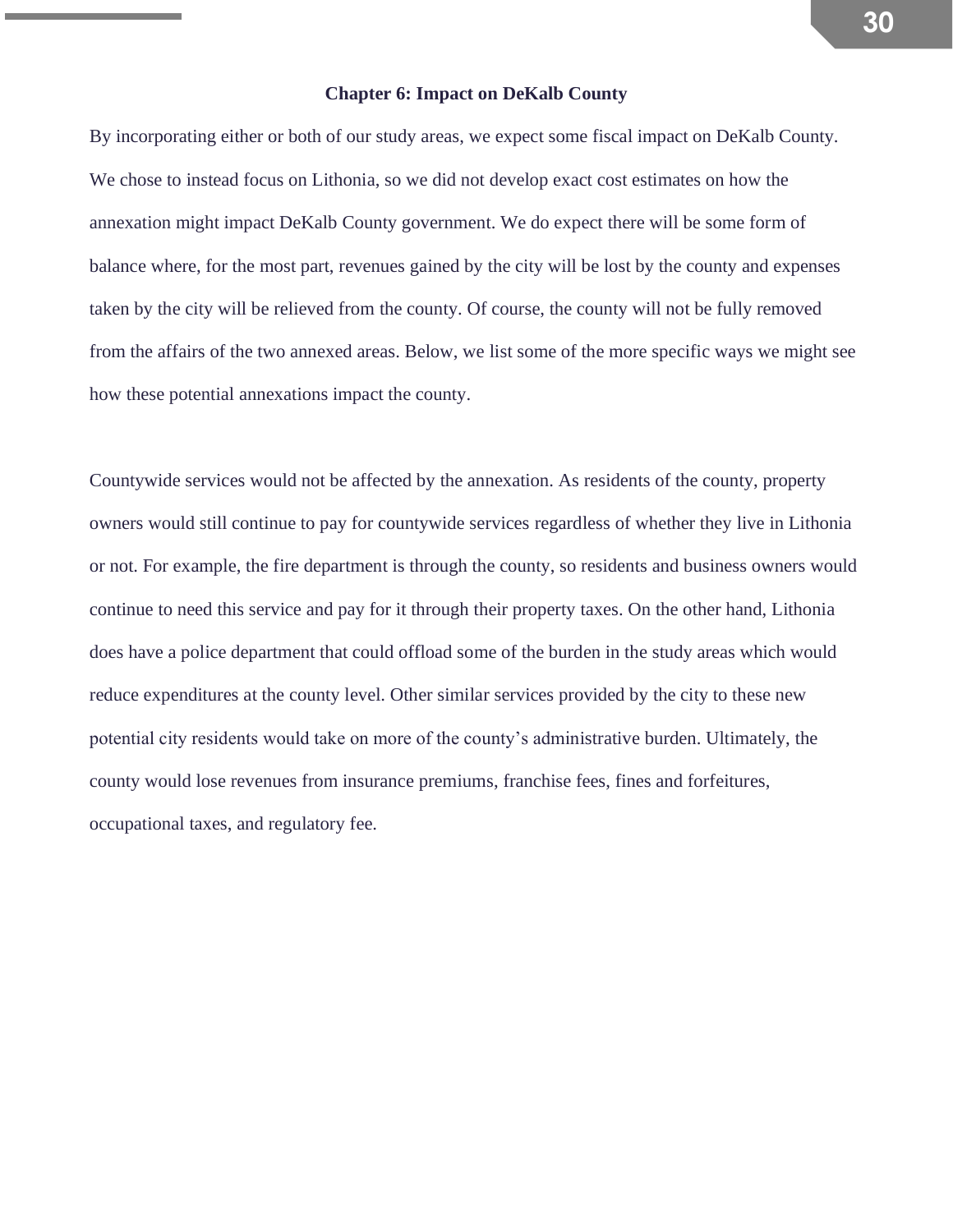## Chapter 6: Impact on DeKalb County

By incorporating either or both of our study areas, we expect some fiscal impact on DeKalb County. We chose to instead focus on Lithonia, so we did not develop exact cost estimates on how the annexation might impact DeKalb County government. We do expect there will be some form of balance where, for the most part, revenues gained by the city will be lost by the county and expenses taken by the city will be relieved from the county. Of course, the county will not be fully removed from the affairs of the two annexed areas. Below, we list some of the more specific ways we might see how these potential annexations impact the county.

Countywide services would not be affected by the annexation. As residents of the county, property owners would still continue to pay for countywide services regardless of whether they live in Lithonia or not. For example, the fire department is through the county, so residents and business owners would continue to need this service and pay for it through their property taxes. On the other hand, Lithonia does have a police department that could offload some of the burden in the study areas which would reduce expenditures at the county level. Other similar services provided by the city to these new potential city residents would take on more of the county's administrative burden. Ultimately, the county would lose revenues from insurance premiums, franchise fees, fines and forfeitures, occupational taxes, and regulatory fee.